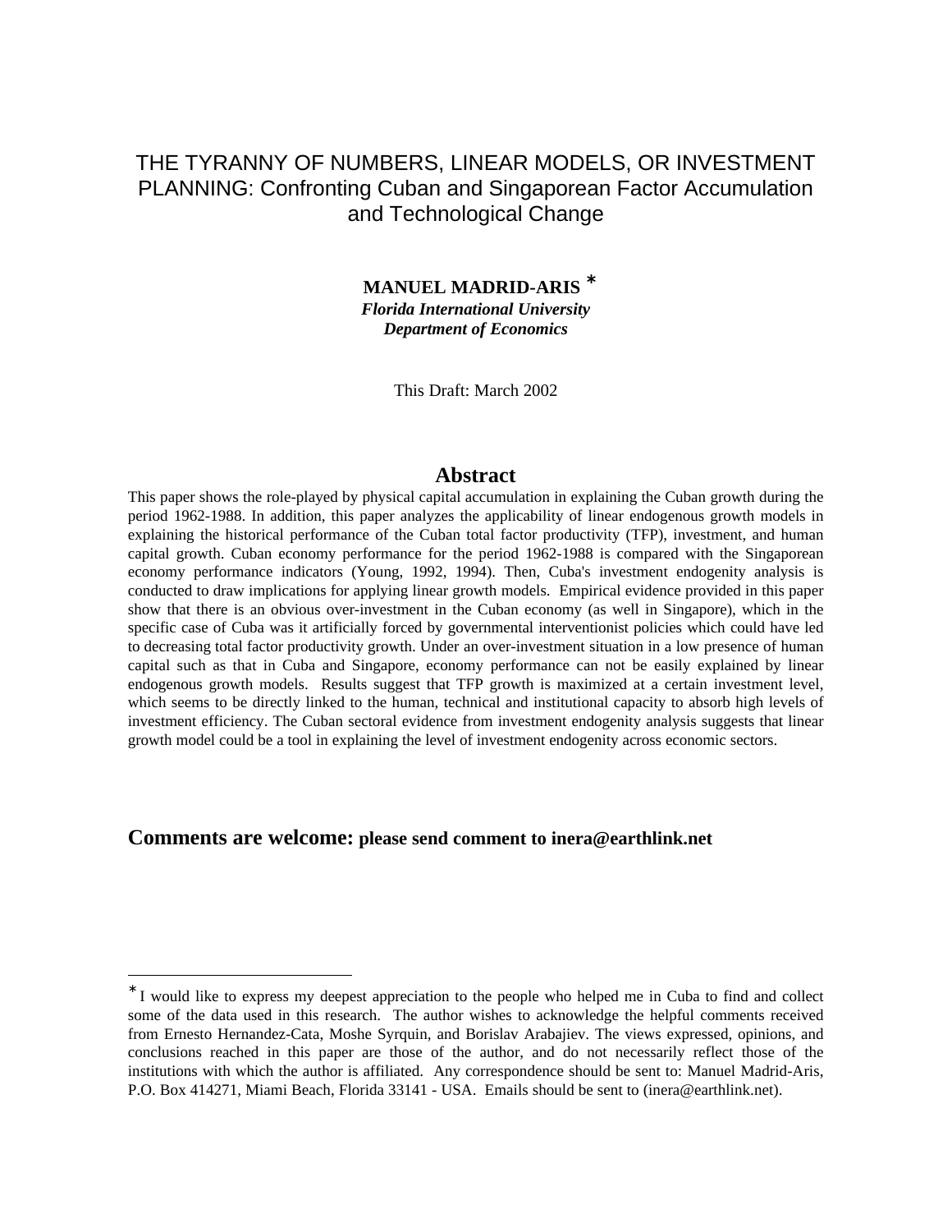# THE TYRANNY OF NUMBERS, LINEAR MODELS, OR INVESTMENT PLANNING: Confronting Cuban and Singaporean Factor Accumulation and Technological Change

**MANUEL MADRID-ARIS** [*]

***Florida International University***
***Department of Economics***

This Draft: March 2002

## Abstract

This paper shows the role-played by physical capital accumulation in explaining the Cuban growth during the period 1962-1988. In addition, this paper analyzes the applicability of linear endogenous growth models in explaining the historical performance of the Cuban total factor productivity (TFP), investment, and human capital growth. Cuban economy performance for the period 1962-1988 is compared with the Singaporean economy performance indicators (Young, 1992, 1994). Then, Cuba's investment endogenity analysis is conducted to draw implications for applying linear growth models. Empirical evidence provided in this paper show that there is an obvious over-investment in the Cuban economy (as well in Singapore), which in the specific case of Cuba was it artificially forced by governmental interventionist policies which could have led to decreasing total factor productivity growth. Under an over-investment situation in a low presence of human capital such as that in Cuba and Singapore, economy performance can not be easily explained by linear endogenous growth models. Results suggest that TFP growth is maximized at a certain investment level, which seems to be directly linked to the human, technical and institutional capacity to absorb high levels of investment efficiency. The Cuban sectoral evidence from investment endogenity analysis suggests that linear growth model could be a tool in explaining the level of investment endogenity across economic sectors.

**Comments are welcome: please send comment to inera@earthlink.net**

---

[*] I would like to express my deepest appreciation to the people who helped me in Cuba to find and collect some of the data used in this research. The author wishes to acknowledge the helpful comments received from Ernesto Hernandez-Cata, Moshe Syrquin, and Borislav Arabajiev. The views expressed, opinions, and conclusions reached in this paper are those of the author, and do not necessarily reflect those of the institutions with which the author is affiliated. Any correspondence should be sent to: Manuel Madrid-Aris, P.O. Box 414271, Miami Beach, Florida 33141 - USA. Emails should be sent to (inera@earthlink.net).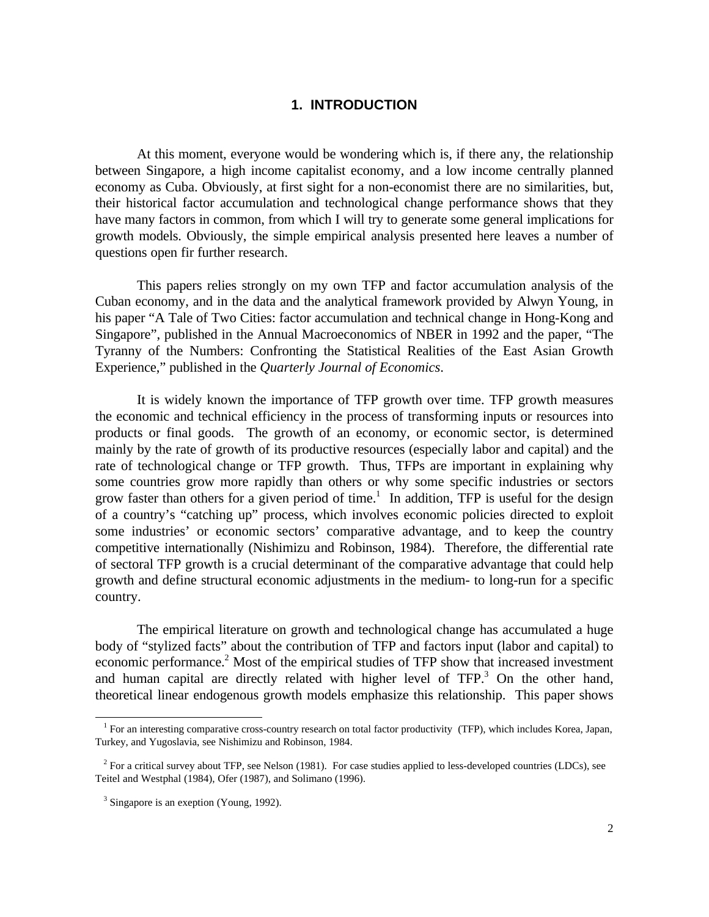# 1. INTRODUCTION

At this moment, everyone would be wondering which is, if there any, the relationship between Singapore, a high income capitalist economy, and a low income centrally planned economy as Cuba. Obviously, at first sight for a non-economist there are no similarities, but, their historical factor accumulation and technological change performance shows that they have many factors in common, from which I will try to generate some general implications for growth models. Obviously, the simple empirical analysis presented here leaves a number of questions open fir further research.

This papers relies strongly on my own TFP and factor accumulation analysis of the Cuban economy, and in the data and the analytical framework provided by Alwyn Young, in his paper "A Tale of Two Cities: factor accumulation and technical change in Hong-Kong and Singapore", published in the Annual Macroeconomics of NBER in 1992 and the paper, "The Tyranny of the Numbers: Confronting the Statistical Realities of the East Asian Growth Experience," published in the *Quarterly Journal of Economics*.

It is widely known the importance of TFP growth over time. TFP growth measures the economic and technical efficiency in the process of transforming inputs or resources into products or final goods. The growth of an economy, or economic sector, is determined mainly by the rate of growth of its productive resources (especially labor and capital) and the rate of technological change or TFP growth. Thus, TFPs are important in explaining why some countries grow more rapidly than others or why some specific industries or sectors grow faster than others for a given period of time.[1] In addition, TFP is useful for the design of a country's "catching up" process, which involves economic policies directed to exploit some industries' or economic sectors' comparative advantage, and to keep the country competitive internationally (Nishimizu and Robinson, 1984). Therefore, the differential rate of sectoral TFP growth is a crucial determinant of the comparative advantage that could help growth and define structural economic adjustments in the medium- to long-run for a specific country.

The empirical literature on growth and technological change has accumulated a huge body of "stylized facts" about the contribution of TFP and factors input (labor and capital) to economic performance.[2] Most of the empirical studies of TFP show that increased investment and human capital are directly related with higher level of TFP.[3] On the other hand, theoretical linear endogenous growth models emphasize this relationship. This paper shows

---

[1] For an interesting comparative cross-country research on total factor productivity (TFP), which includes Korea, Japan, Turkey, and Yugoslavia, see Nishimizu and Robinson, 1984.

[2] For a critical survey about TFP, see Nelson (1981). For case studies applied to less-developed countries (LDCs), see Teitel and Westphal (1984), Ofer (1987), and Solimano (1996).

[3] Singapore is an exeption (Young, 1992).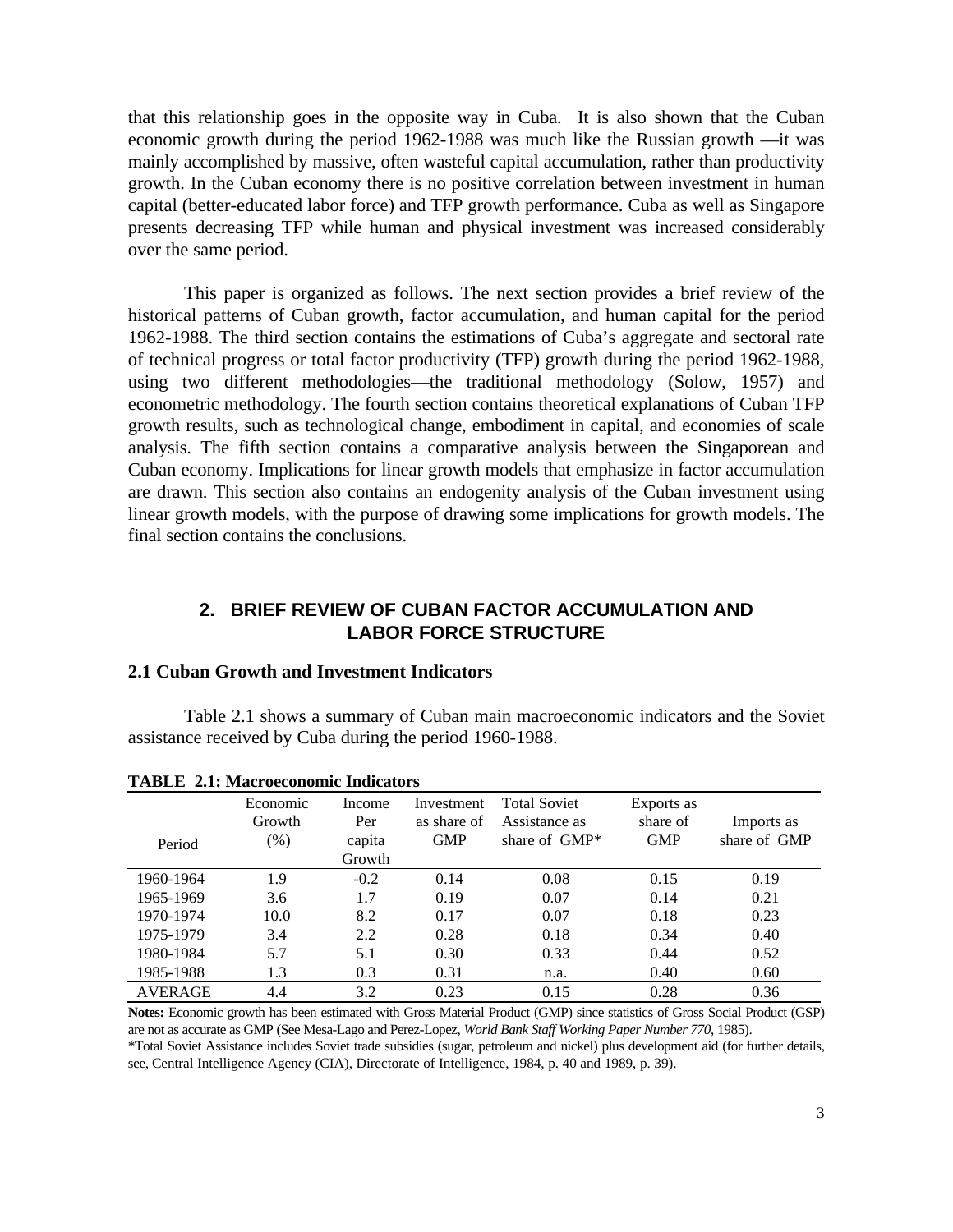that this relationship goes in the opposite way in Cuba. It is also shown that the Cuban economic growth during the period 1962-1988 was much like the Russian growth —it was mainly accomplished by massive, often wasteful capital accumulation, rather than productivity growth. In the Cuban economy there is no positive correlation between investment in human capital (better-educated labor force) and TFP growth performance. Cuba as well as Singapore presents decreasing TFP while human and physical investment was increased considerably over the same period.

This paper is organized as follows. The next section provides a brief review of the historical patterns of Cuban growth, factor accumulation, and human capital for the period 1962-1988. The third section contains the estimations of Cuba's aggregate and sectoral rate of technical progress or total factor productivity (TFP) growth during the period 1962-1988, using two different methodologies—the traditional methodology (Solow, 1957) and econometric methodology. The fourth section contains theoretical explanations of Cuban TFP growth results, such as technological change, embodiment in capital, and economies of scale analysis. The fifth section contains a comparative analysis between the Singaporean and Cuban economy. Implications for linear growth models that emphasize in factor accumulation are drawn. This section also contains an endogenity analysis of the Cuban investment using linear growth models, with the purpose of drawing some implications for growth models. The final section contains the conclusions.

## 2. BRIEF REVIEW OF CUBAN FACTOR ACCUMULATION AND LABOR FORCE STRUCTURE

### 2.1 Cuban Growth and Investment Indicators

Table 2.1 shows a summary of Cuban main macroeconomic indicators and the Soviet assistance received by Cuba during the period 1960-1988.

**TABLE 2.1: Macroeconomic Indicators**

| Period | Economic Growth (%) | Income Per capita Growth | Investment as share of GMP | Total Soviet Assistance as share of GMP* | Exports as share of GMP | Imports as share of GMP |
|---|---|---|---|---|---|---|
| 1960-1964 | 1.9 | -0.2 | 0.14 | 0.08 | 0.15 | 0.19 |
| 1965-1969 | 3.6 | 1.7 | 0.19 | 0.07 | 0.14 | 0.21 |
| 1970-1974 | 10.0 | 8.2 | 0.17 | 0.07 | 0.18 | 0.23 |
| 1975-1979 | 3.4 | 2.2 | 0.28 | 0.18 | 0.34 | 0.40 |
| 1980-1984 | 5.7 | 5.1 | 0.30 | 0.33 | 0.44 | 0.52 |
| 1985-1988 | 1.3 | 0.3 | 0.31 | n.a. | 0.40 | 0.60 |
| AVERAGE | 4.4 | 3.2 | 0.23 | 0.15 | 0.28 | 0.36 |

**Notes:** Economic growth has been estimated with Gross Material Product (GMP) since statistics of Gross Social Product (GSP) are not as accurate as GMP (See Mesa-Lago and Perez-Lopez, *World Bank Staff Working Paper Number 770*, 1985).

*Total Soviet Assistance includes Soviet trade subsidies (sugar, petroleum and nickel) plus development aid (for further details, see, Central Intelligence Agency (CIA), Directorate of Intelligence, 1984, p. 40 and 1989, p. 39).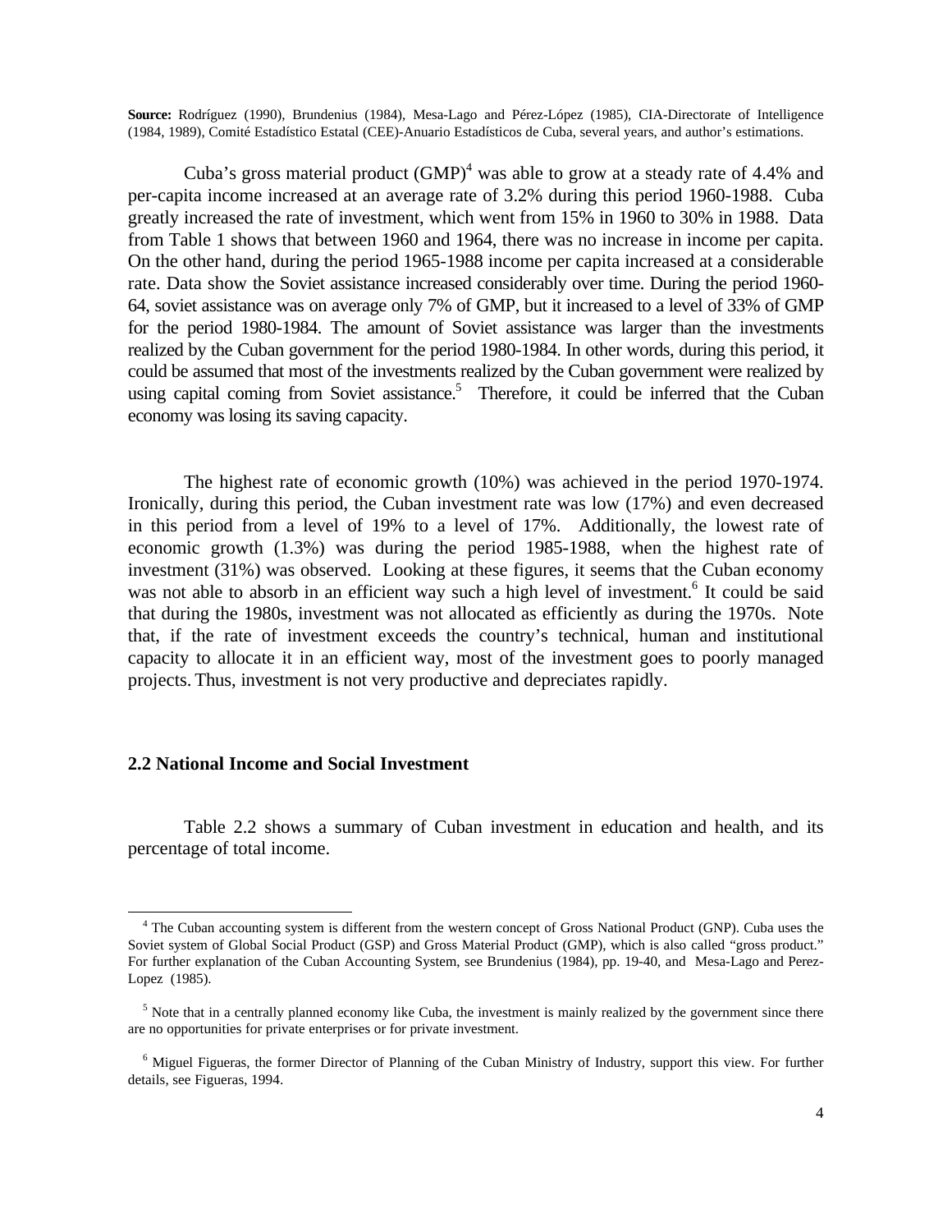**Source:** Rodríguez (1990), Brundenius (1984), Mesa-Lago and Pérez-López (1985), CIA-Directorate of Intelligence (1984, 1989), Comité Estadístico Estatal (CEE)-Anuario Estadísticos de Cuba, several years, and author's estimations.

Cuba's gross material product (GMP)[4] was able to grow at a steady rate of 4.4% and per-capita income increased at an average rate of 3.2% during this period 1960-1988. Cuba greatly increased the rate of investment, which went from 15% in 1960 to 30% in 1988. Data from Table 1 shows that between 1960 and 1964, there was no increase in income per capita. On the other hand, during the period 1965-1988 income per capita increased at a considerable rate. Data show the Soviet assistance increased considerably over time. During the period 1960-64, soviet assistance was on average only 7% of GMP, but it increased to a level of 33% of GMP for the period 1980-1984. The amount of Soviet assistance was larger than the investments realized by the Cuban government for the period 1980-1984. In other words, during this period, it could be assumed that most of the investments realized by the Cuban government were realized by using capital coming from Soviet assistance.[5] Therefore, it could be inferred that the Cuban economy was losing its saving capacity.

The highest rate of economic growth (10%) was achieved in the period 1970-1974. Ironically, during this period, the Cuban investment rate was low (17%) and even decreased in this period from a level of 19% to a level of 17%. Additionally, the lowest rate of economic growth (1.3%) was during the period 1985-1988, when the highest rate of investment (31%) was observed. Looking at these figures, it seems that the Cuban economy was not able to absorb in an efficient way such a high level of investment.[6] It could be said that during the 1980s, investment was not allocated as efficiently as during the 1970s. Note that, if the rate of investment exceeds the country's technical, human and institutional capacity to allocate it in an efficient way, most of the investment goes to poorly managed projects. Thus, investment is not very productive and depreciates rapidly.

## 2.2 National Income and Social Investment

Table 2.2 shows a summary of Cuban investment in education and health, and its percentage of total income.

---

[4] The Cuban accounting system is different from the western concept of Gross National Product (GNP). Cuba uses the Soviet system of Global Social Product (GSP) and Gross Material Product (GMP), which is also called "gross product." For further explanation of the Cuban Accounting System, see Brundenius (1984), pp. 19-40, and Mesa-Lago and Perez-Lopez (1985).

[5] Note that in a centrally planned economy like Cuba, the investment is mainly realized by the government since there are no opportunities for private enterprises or for private investment.

[6] Miguel Figueras, the former Director of Planning of the Cuban Ministry of Industry, support this view. For further details, see Figueras, 1994.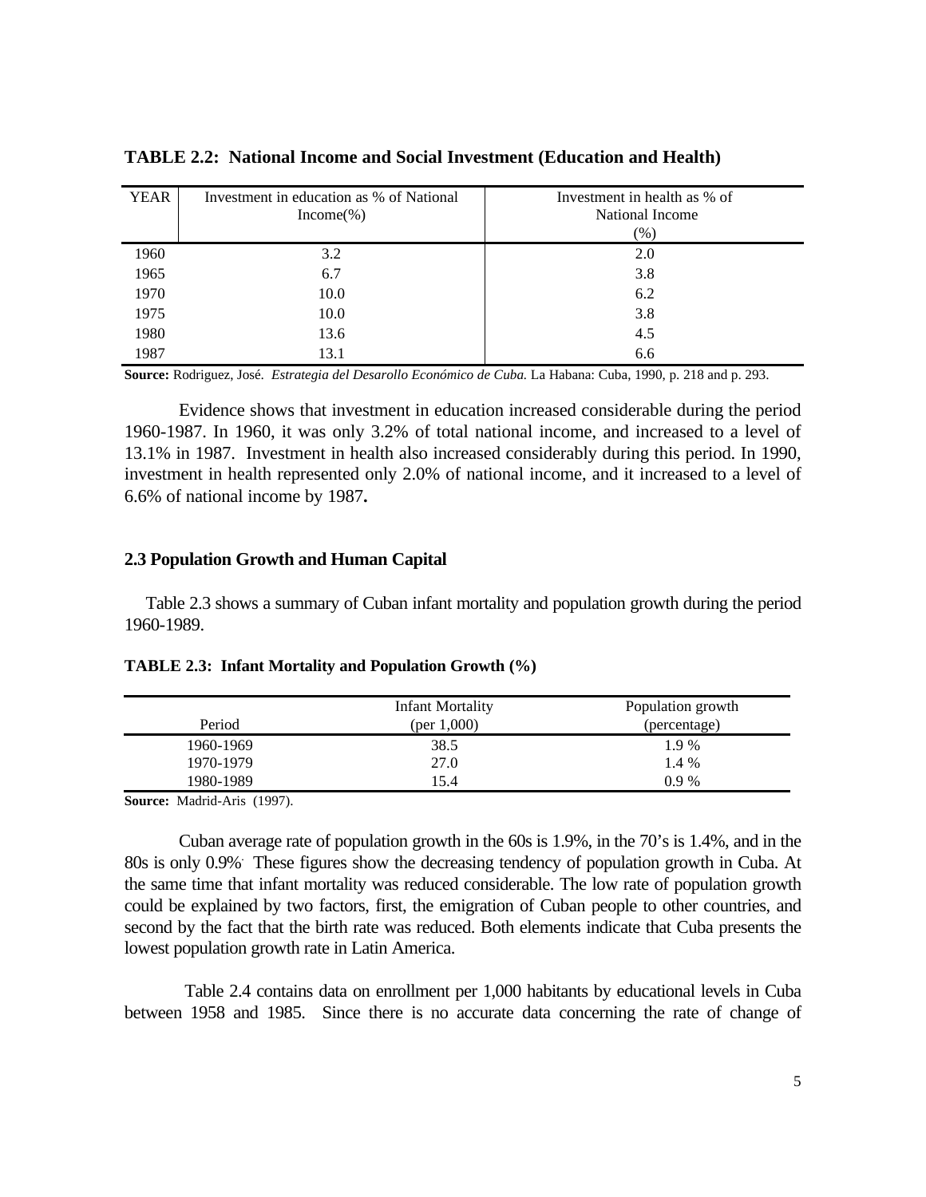**TABLE 2.2: National Income and Social Investment (Education and Health)**

| YEAR | Investment in education as % of National Income(%) | Investment in health as % of National Income (%) |
|---|---|---|
| 1960 | 3.2 | 2.0 |
| 1965 | 6.7 | 3.8 |
| 1970 | 10.0 | 6.2 |
| 1975 | 10.0 | 3.8 |
| 1980 | 13.6 | 4.5 |
| 1987 | 13.1 | 6.6 |

**Source:** Rodriguez, José. *Estrategia del Desarollo Económico de Cuba.* La Habana: Cuba, 1990, p. 218 and p. 293.

Evidence shows that investment in education increased considerable during the period 1960-1987. In 1960, it was only 3.2% of total national income, and increased to a level of 13.1% in 1987. Investment in health also increased considerably during this period. In 1990, investment in health represented only 2.0% of national income, and it increased to a level of 6.6% of national income by 1987**.**

### 2.3 Population Growth and Human Capital

Table 2.3 shows a summary of Cuban infant mortality and population growth during the period 1960-1989.

**TABLE 2.3: Infant Mortality and Population Growth (%)**

| Period | Infant Mortality (per 1,000) | Population growth (percentage) |
|---|---|---|
| 1960-1969 | 38.5 | 1.9 % |
| 1970-1979 | 27.0 | 1.4 % |
| 1980-1989 | 15.4 | 0.9 % |

**Source:** Madrid-Aris (1997).

Cuban average rate of population growth in the 60s is 1.9%, in the 70's is 1.4%, and in the 80s is only 0.9%. These figures show the decreasing tendency of population growth in Cuba. At the same time that infant mortality was reduced considerable. The low rate of population growth could be explained by two factors, first, the emigration of Cuban people to other countries, and second by the fact that the birth rate was reduced. Both elements indicate that Cuba presents the lowest population growth rate in Latin America.

Table 2.4 contains data on enrollment per 1,000 habitants by educational levels in Cuba between 1958 and 1985. Since there is no accurate data concerning the rate of change of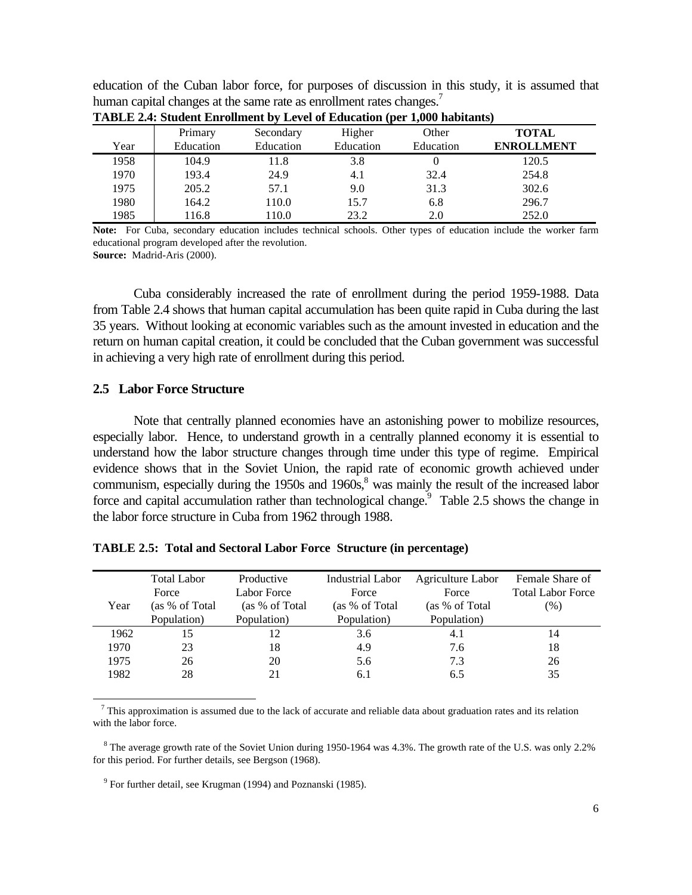education of the Cuban labor force, for purposes of discussion in this study, it is assumed that human capital changes at the same rate as enrollment rates changes.[7]

**TABLE 2.4: Student Enrollment by Level of Education (per 1,000 habitants)**

| Year | Primary Education | Secondary Education | Higher Education | Other Education | **TOTAL ENROLLMENT** |
|---|---|---|---|---|---|
| 1958 | 104.9 | 11.8 | 3.8 | 0 | 120.5 |
| 1970 | 193.4 | 24.9 | 4.1 | 32.4 | 254.8 |
| 1975 | 205.2 | 57.1 | 9.0 | 31.3 | 302.6 |
| 1980 | 164.2 | 110.0 | 15.7 | 6.8 | 296.7 |
| 1985 | 116.8 | 110.0 | 23.2 | 2.0 | 252.0 |

**Note:** For Cuba, secondary education includes technical schools. Other types of education include the worker farm educational program developed after the revolution.
**Source:** Madrid-Aris (2000).

Cuba considerably increased the rate of enrollment during the period 1959-1988. Data from Table 2.4 shows that human capital accumulation has been quite rapid in Cuba during the last 35 years. Without looking at economic variables such as the amount invested in education and the return on human capital creation, it could be concluded that the Cuban government was successful in achieving a very high rate of enrollment during this period.

## 2.5 Labor Force Structure

Note that centrally planned economies have an astonishing power to mobilize resources, especially labor. Hence, to understand growth in a centrally planned economy it is essential to understand how the labor structure changes through time under this type of regime. Empirical evidence shows that in the Soviet Union, the rapid rate of economic growth achieved under communism, especially during the 1950s and 1960s,[8] was mainly the result of the increased labor force and capital accumulation rather than technological change.[9] Table 2.5 shows the change in the labor force structure in Cuba from 1962 through 1988.

**TABLE 2.5: Total and Sectoral Labor Force Structure (in percentage)**

| Year | Total Labor Force (as % of Total Population) | Productive Labor Force (as % of Total Population) | Industrial Labor Force (as % of Total Population) | Agriculture Labor Force (as % of Total Population) | Female Share of Total Labor Force (%) |
|---|---|---|---|---|---|
| 1962 | 15 | 12 | 3.6 | 4.1 | 14 |
| 1970 | 23 | 18 | 4.9 | 7.6 | 18 |
| 1975 | 26 | 20 | 5.6 | 7.3 | 26 |
| 1982 | 28 | 21 | 6.1 | 6.5 | 35 |

[7] This approximation is assumed due to the lack of accurate and reliable data about graduation rates and its relation with the labor force.

[8] The average growth rate of the Soviet Union during 1950-1964 was 4.3%. The growth rate of the U.S. was only 2.2% for this period. For further details, see Bergson (1968).

[9] For further detail, see Krugman (1994) and Poznanski (1985).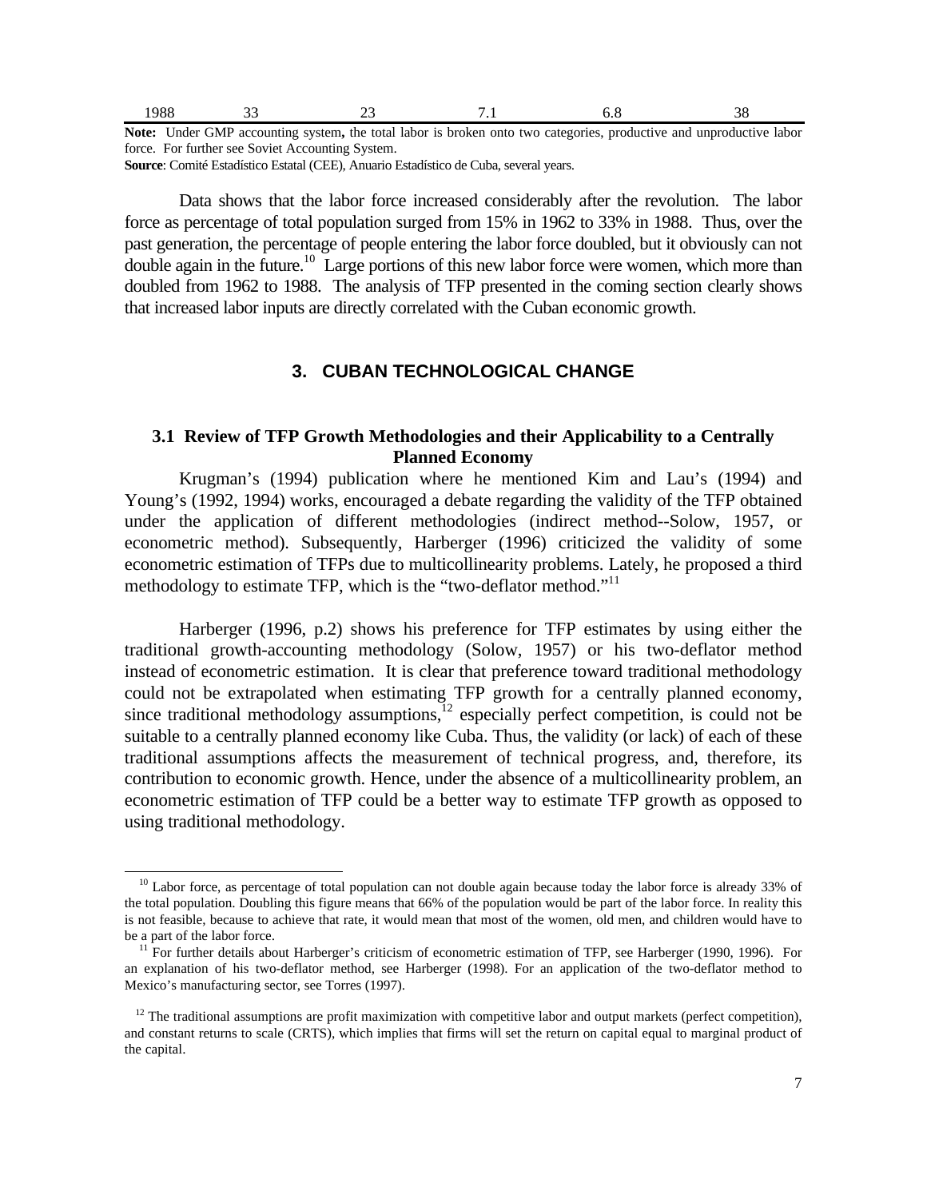| 1988 | 33 | 23 | 7.1 | 6.8 | 38 |
|---|---|---|---|---|---|

**Note:** Under GMP accounting system**,** the total labor is broken onto two categories, productive and unproductive labor force. For further see Soviet Accounting System.

**Source**: Comité Estadístico Estatal (CEE), Anuario Estadístico de Cuba, several years.

Data shows that the labor force increased considerably after the revolution. The labor force as percentage of total population surged from 15% in 1962 to 33% in 1988. Thus, over the past generation, the percentage of people entering the labor force doubled, but it obviously can not double again in the future.[10] Large portions of this new labor force were women, which more than doubled from 1962 to 1988. The analysis of TFP presented in the coming section clearly shows that increased labor inputs are directly correlated with the Cuban economic growth.

## 3. CUBAN TECHNOLOGICAL CHANGE

### 3.1 Review of TFP Growth Methodologies and their Applicability to a Centrally Planned Economy

Krugman's (1994) publication where he mentioned Kim and Lau's (1994) and Young's (1992, 1994) works, encouraged a debate regarding the validity of the TFP obtained under the application of different methodologies (indirect method--Solow, 1957, or econometric method). Subsequently, Harberger (1996) criticized the validity of some econometric estimation of TFPs due to multicollinearity problems. Lately, he proposed a third methodology to estimate TFP, which is the "two-deflator method."[11]

Harberger (1996, p.2) shows his preference for TFP estimates by using either the traditional growth-accounting methodology (Solow, 1957) or his two-deflator method instead of econometric estimation. It is clear that preference toward traditional methodology could not be extrapolated when estimating TFP growth for a centrally planned economy, since traditional methodology assumptions,[12] especially perfect competition, is could not be suitable to a centrally planned economy like Cuba. Thus, the validity (or lack) of each of these traditional assumptions affects the measurement of technical progress, and, therefore, its contribution to economic growth. Hence, under the absence of a multicollinearity problem, an econometric estimation of TFP could be a better way to estimate TFP growth as opposed to using traditional methodology.

---

[10] Labor force, as percentage of total population can not double again because today the labor force is already 33% of the total population. Doubling this figure means that 66% of the population would be part of the labor force. In reality this is not feasible, because to achieve that rate, it would mean that most of the women, old men, and children would have to be a part of the labor force.

[11] For further details about Harberger's criticism of econometric estimation of TFP, see Harberger (1990, 1996). For an explanation of his two-deflator method, see Harberger (1998). For an application of the two-deflator method to Mexico's manufacturing sector, see Torres (1997).

[12] The traditional assumptions are profit maximization with competitive labor and output markets (perfect competition), and constant returns to scale (CRTS), which implies that firms will set the return on capital equal to marginal product of the capital.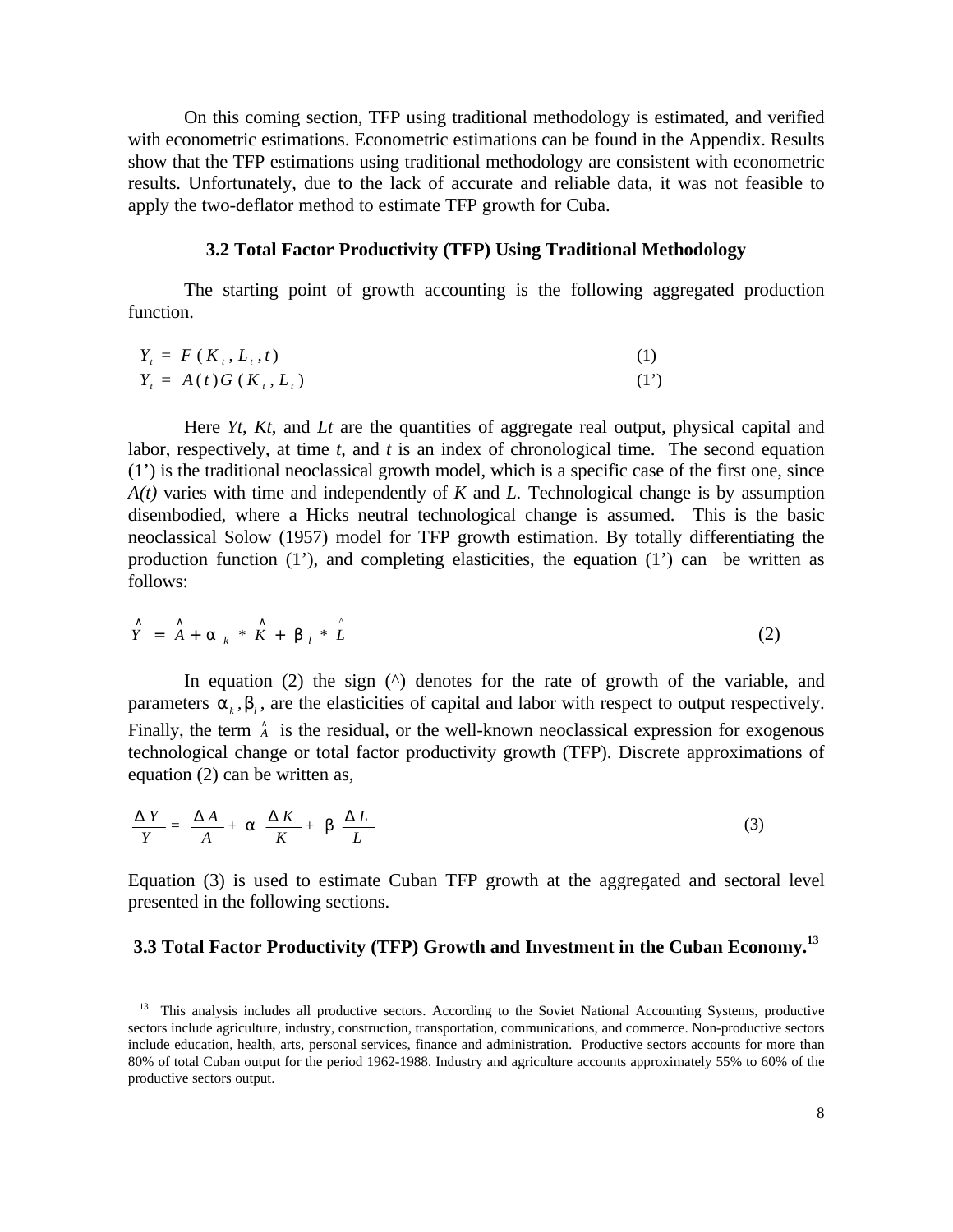On this coming section, TFP using traditional methodology is estimated, and verified with econometric estimations. Econometric estimations can be found in the Appendix. Results show that the TFP estimations using traditional methodology are consistent with econometric results. Unfortunately, due to the lack of accurate and reliable data, it was not feasible to apply the two-deflator method to estimate TFP growth for Cuba.

### 3.2 Total Factor Productivity (TFP) Using Traditional Methodology

The starting point of growth accounting is the following aggregated production function.

$$Y_t = F(K_t, L_t, t) \tag{1}$$

$$Y_t = A(t)G(K_t, L_t) \tag{1'}$$

Here *Yt*, *Kt*, and *Lt* are the quantities of aggregate real output, physical capital and labor, respectively, at time *t*, and *t* is an index of chronological time. The second equation (1') is the traditional neoclassical growth model, which is a specific case of the first one, since *A(t)* varies with time and independently of *K* and *L*. Technological change is by assumption disembodied, where a Hicks neutral technological change is assumed. This is the basic neoclassical Solow (1957) model for TFP growth estimation. By totally differentiating the production function (1'), and completing elasticities, the equation (1') can be written as follows:

$$\hat{Y} = \hat{A} + \alpha_k * \hat{K} + \beta_l * \hat{L} \tag{2}$$

In equation (2) the sign (^) denotes for the rate of growth of the variable, and parameters $\alpha_k, \beta_l$, are the elasticities of capital and labor with respect to output respectively. Finally, the term $\hat{A}$ is the residual, or the well-known neoclassical expression for exogenous technological change or total factor productivity growth (TFP). Discrete approximations of equation (2) can be written as,

$$\frac{\Delta Y}{Y} = \frac{\Delta A}{A} + \alpha \frac{\Delta K}{K} + \beta \frac{\Delta L}{L} \tag{3}$$

Equation (3) is used to estimate Cuban TFP growth at the aggregated and sectoral level presented in the following sections.

### 3.3 Total Factor Productivity (TFP) Growth and Investment in the Cuban Economy.[13]

[13] This analysis includes all productive sectors. According to the Soviet National Accounting Systems, productive sectors include agriculture, industry, construction, transportation, communications, and commerce. Non-productive sectors include education, health, arts, personal services, finance and administration. Productive sectors accounts for more than 80% of total Cuban output for the period 1962-1988. Industry and agriculture accounts approximately 55% to 60% of the productive sectors output.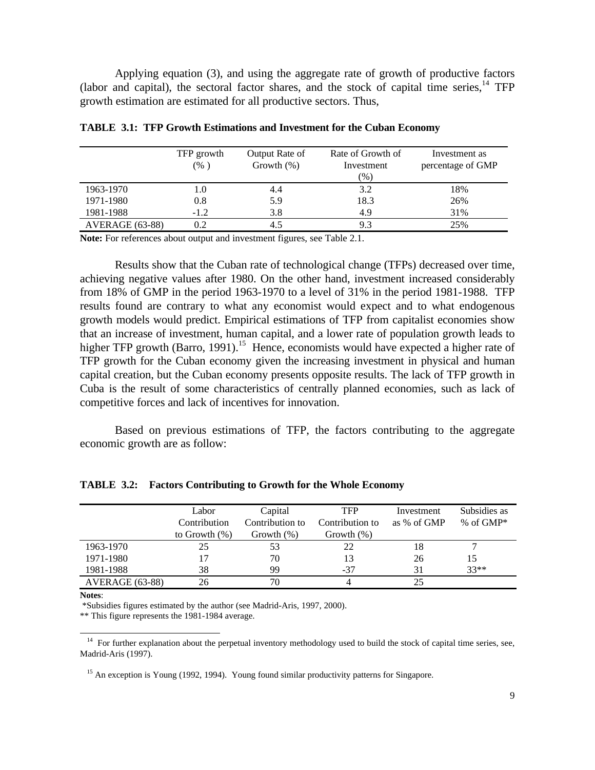Applying equation (3), and using the aggregate rate of growth of productive factors (labor and capital), the sectoral factor shares, and the stock of capital time series,[14] TFP growth estimation are estimated for all productive sectors. Thus,

**TABLE 3.1: TFP Growth Estimations and Investment for the Cuban Economy**

| | TFP growth (% ) | Output Rate of Growth (%) | Rate of Growth of Investment (%) | Investment as percentage of GMP |
|---|---|---|---|---|
| 1963-1970 | 1.0 | 4.4 | 3.2 | 18% |
| 1971-1980 | 0.8 | 5.9 | 18.3 | 26% |
| 1981-1988 | -1.2 | 3.8 | 4.9 | 31% |
| AVERAGE (63-88) | 0.2 | 4.5 | 9.3 | 25% |

**Note:** For references about output and investment figures, see Table 2.1.

Results show that the Cuban rate of technological change (TFPs) decreased over time, achieving negative values after 1980. On the other hand, investment increased considerably from 18% of GMP in the period 1963-1970 to a level of 31% in the period 1981-1988. TFP results found are contrary to what any economist would expect and to what endogenous growth models would predict. Empirical estimations of TFP from capitalist economies show that an increase of investment, human capital, and a lower rate of population growth leads to higher TFP growth (Barro, 1991).[15] Hence, economists would have expected a higher rate of TFP growth for the Cuban economy given the increasing investment in physical and human capital creation, but the Cuban economy presents opposite results. The lack of TFP growth in Cuba is the result of some characteristics of centrally planned economies, such as lack of competitive forces and lack of incentives for innovation.

Based on previous estimations of TFP, the factors contributing to the aggregate economic growth are as follow:

**TABLE 3.2: Factors Contributing to Growth for the Whole Economy**

| | Labor Contribution to Growth (%) | Capital Contribution to Growth (%) | TFP Contribution to Growth (%) | Investment as % of GMP | Subsidies as % of GMP* |
|---|---|---|---|---|---|
| 1963-1970 | 25 | 53 | 22 | 18 | 7 |
| 1971-1980 | 17 | 70 | 13 | 26 | 15 |
| 1981-1988 | 38 | 99 | -37 | 31 | 33** |
| AVERAGE (63-88) | 26 | 70 | 4 | 25 | |

**Notes**:
*Subsidies figures estimated by the author (see Madrid-Aris, 1997, 2000).
** This figure represents the 1981-1984 average.

[14] For further explanation about the perpetual inventory methodology used to build the stock of capital time series, see, Madrid-Aris (1997).

[15] An exception is Young (1992, 1994). Young found similar productivity patterns for Singapore.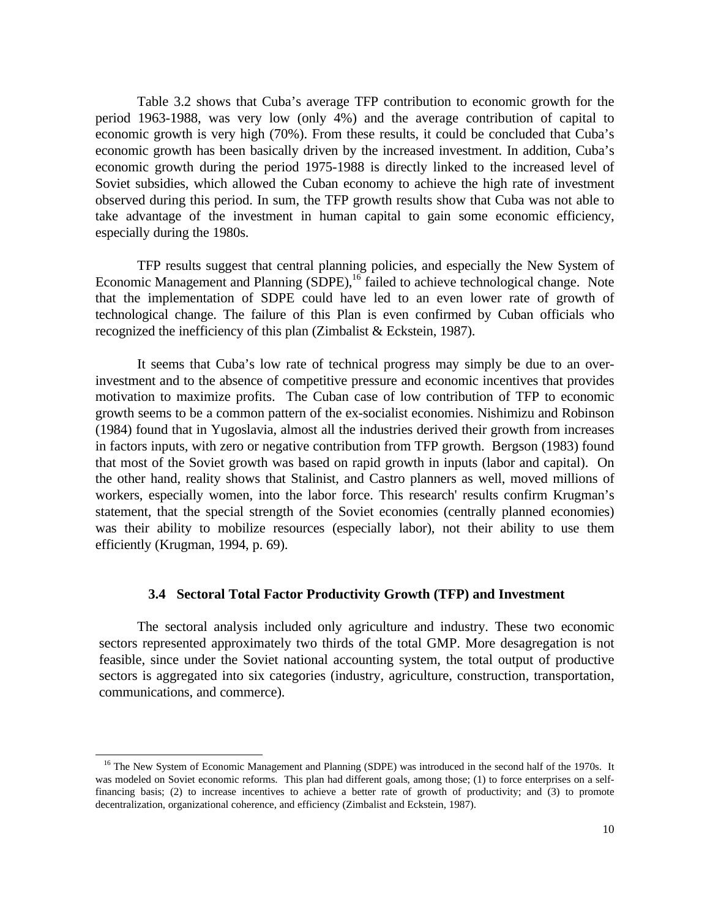Table 3.2 shows that Cuba's average TFP contribution to economic growth for the period 1963-1988, was very low (only 4%) and the average contribution of capital to economic growth is very high (70%). From these results, it could be concluded that Cuba's economic growth has been basically driven by the increased investment. In addition, Cuba's economic growth during the period 1975-1988 is directly linked to the increased level of Soviet subsidies, which allowed the Cuban economy to achieve the high rate of investment observed during this period. In sum, the TFP growth results show that Cuba was not able to take advantage of the investment in human capital to gain some economic efficiency, especially during the 1980s.

TFP results suggest that central planning policies, and especially the New System of Economic Management and Planning (SDPE),[16] failed to achieve technological change. Note that the implementation of SDPE could have led to an even lower rate of growth of technological change. The failure of this Plan is even confirmed by Cuban officials who recognized the inefficiency of this plan (Zimbalist & Eckstein, 1987).

It seems that Cuba's low rate of technical progress may simply be due to an over-investment and to the absence of competitive pressure and economic incentives that provides motivation to maximize profits. The Cuban case of low contribution of TFP to economic growth seems to be a common pattern of the ex-socialist economies. Nishimizu and Robinson (1984) found that in Yugoslavia, almost all the industries derived their growth from increases in factors inputs, with zero or negative contribution from TFP growth. Bergson (1983) found that most of the Soviet growth was based on rapid growth in inputs (labor and capital). On the other hand, reality shows that Stalinist, and Castro planners as well, moved millions of workers, especially women, into the labor force. This research' results confirm Krugman's statement, that the special strength of the Soviet economies (centrally planned economies) was their ability to mobilize resources (especially labor), not their ability to use them efficiently (Krugman, 1994, p. 69).

### 3.4 Sectoral Total Factor Productivity Growth (TFP) and Investment

The sectoral analysis included only agriculture and industry. These two economic sectors represented approximately two thirds of the total GMP. More desagregation is not feasible, since under the Soviet national accounting system, the total output of productive sectors is aggregated into six categories (industry, agriculture, construction, transportation, communications, and commerce).

---

[16] The New System of Economic Management and Planning (SDPE) was introduced in the second half of the 1970s. It was modeled on Soviet economic reforms. This plan had different goals, among those; (1) to force enterprises on a self-financing basis; (2) to increase incentives to achieve a better rate of growth of productivity; and (3) to promote decentralization, organizational coherence, and efficiency (Zimbalist and Eckstein, 1987).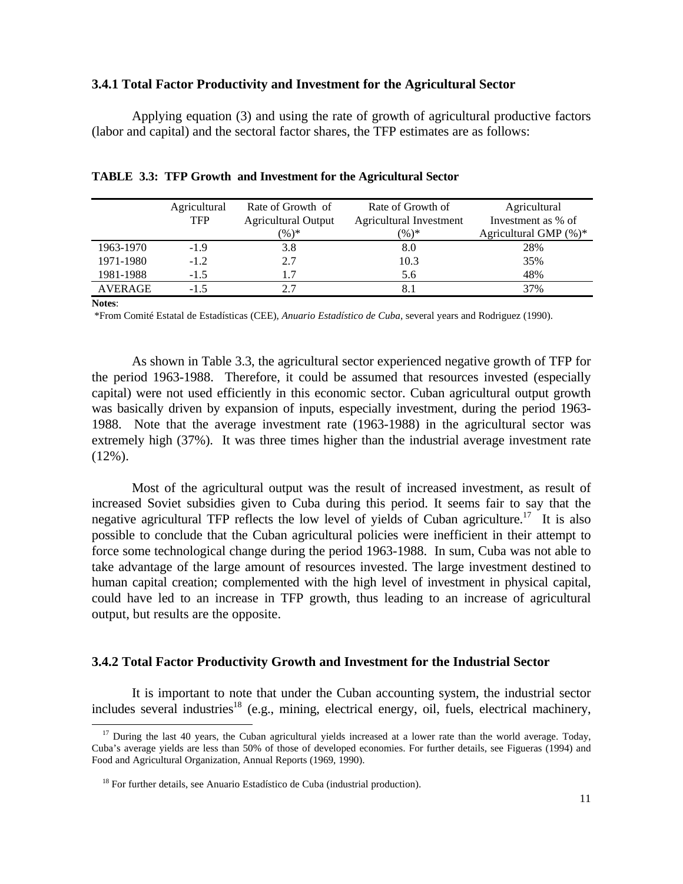### 3.4.1 Total Factor Productivity and Investment for the Agricultural Sector

Applying equation (3) and using the rate of growth of agricultural productive factors (labor and capital) and the sectoral factor shares, the TFP estimates are as follows:

**TABLE 3.3: TFP Growth and Investment for the Agricultural Sector**

| | Agricultural TFP | Rate of Growth of Agricultural Output (%)* | Rate of Growth of Agricultural Investment (%)* | Agricultural Investment as % of Agricultural GMP (%)* |
|---|---|---|---|---|
| 1963-1970 | -1.9 | 3.8 | 8.0 | 28% |
| 1971-1980 | -1.2 | 2.7 | 10.3 | 35% |
| 1981-1988 | -1.5 | 1.7 | 5.6 | 48% |
| AVERAGE | -1.5 | 2.7 | 8.1 | 37% |

**Notes**:
*From Comité Estatal de Estadísticas (CEE), *Anuario Estadístico de Cuba*, several years and Rodriguez (1990).

As shown in Table 3.3, the agricultural sector experienced negative growth of TFP for the period 1963-1988. Therefore, it could be assumed that resources invested (especially capital) were not used efficiently in this economic sector. Cuban agricultural output growth was basically driven by expansion of inputs, especially investment, during the period 1963-1988. Note that the average investment rate (1963-1988) in the agricultural sector was extremely high (37%). It was three times higher than the industrial average investment rate (12%).

Most of the agricultural output was the result of increased investment, as result of increased Soviet subsidies given to Cuba during this period. It seems fair to say that the negative agricultural TFP reflects the low level of yields of Cuban agriculture.[17] It is also possible to conclude that the Cuban agricultural policies were inefficient in their attempt to force some technological change during the period 1963-1988. In sum, Cuba was not able to take advantage of the large amount of resources invested. The large investment destined to human capital creation; complemented with the high level of investment in physical capital, could have led to an increase in TFP growth, thus leading to an increase of agricultural output, but results are the opposite.

### 3.4.2 Total Factor Productivity Growth and Investment for the Industrial Sector

It is important to note that under the Cuban accounting system, the industrial sector includes several industries[18] (e.g., mining, electrical energy, oil, fuels, electrical machinery,

[17] During the last 40 years, the Cuban agricultural yields increased at a lower rate than the world average. Today, Cuba's average yields are less than 50% of those of developed economies. For further details, see Figueras (1994) and Food and Agricultural Organization, Annual Reports (1969, 1990).

[18] For further details, see Anuario Estadístico de Cuba (industrial production).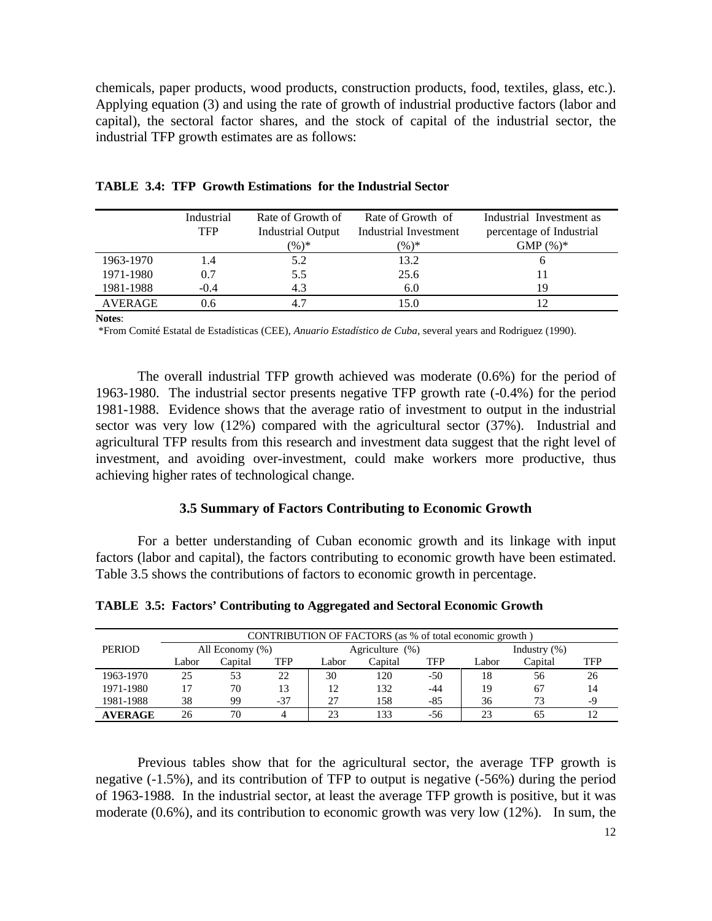chemicals, paper products, wood products, construction products, food, textiles, glass, etc.). Applying equation (3) and using the rate of growth of industrial productive factors (labor and capital), the sectoral factor shares, and the stock of capital of the industrial sector, the industrial TFP growth estimates are as follows:

**TABLE 3.4: TFP Growth Estimations for the Industrial Sector**

| | Industrial TFP | Rate of Growth of Industrial Output (%)* | Rate of Growth of Industrial Investment (%)* | Industrial Investment as percentage of Industrial GMP (%)* |
|---|---|---|---|---|
| 1963-1970 | 1.4 | 5.2 | 13.2 | 6 |
| 1971-1980 | 0.7 | 5.5 | 25.6 | 11 |
| 1981-1988 | -0.4 | 4.3 | 6.0 | 19 |
| AVERAGE | 0.6 | 4.7 | 15.0 | 12 |

**Notes**:
*From Comité Estatal de Estadísticas (CEE), *Anuario Estadístico de Cuba*, several years and Rodriguez (1990).

The overall industrial TFP growth achieved was moderate (0.6%) for the period of 1963-1980. The industrial sector presents negative TFP growth rate (-0.4%) for the period 1981-1988. Evidence shows that the average ratio of investment to output in the industrial sector was very low (12%) compared with the agricultural sector (37%). Industrial and agricultural TFP results from this research and investment data suggest that the right level of investment, and avoiding over-investment, could make workers more productive, thus achieving higher rates of technological change.

### 3.5 Summary of Factors Contributing to Economic Growth

For a better understanding of Cuban economic growth and its linkage with input factors (labor and capital), the factors contributing to economic growth have been estimated. Table 3.5 shows the contributions of factors to economic growth in percentage.

**TABLE 3.5: Factors' Contributing to Aggregated and Sectoral Economic Growth**

| | CONTRIBUTION OF FACTORS (as % of total economic growth ) | | | | | | | | |
|---|---|---|---|---|---|---|---|---|---|
| PERIOD | All Economy (%) | | | Agriculture (%) | | | Industry (%) | | |
| | Labor | Capital | TFP | Labor | Capital | TFP | Labor | Capital | TFP |
| 1963-1970 | 25 | 53 | 22 | 30 | 120 | -50 | 18 | 56 | 26 |
| 1971-1980 | 17 | 70 | 13 | 12 | 132 | -44 | 19 | 67 | 14 |
| 1981-1988 | 38 | 99 | -37 | 27 | 158 | -85 | 36 | 73 | -9 |
| **AVERAGE** | 26 | 70 | 4 | 23 | 133 | -56 | 23 | 65 | 12 |

Previous tables show that for the agricultural sector, the average TFP growth is negative (-1.5%), and its contribution of TFP to output is negative (-56%) during the period of 1963-1988. In the industrial sector, at least the average TFP growth is positive, but it was moderate (0.6%), and its contribution to economic growth was very low (12%). In sum, the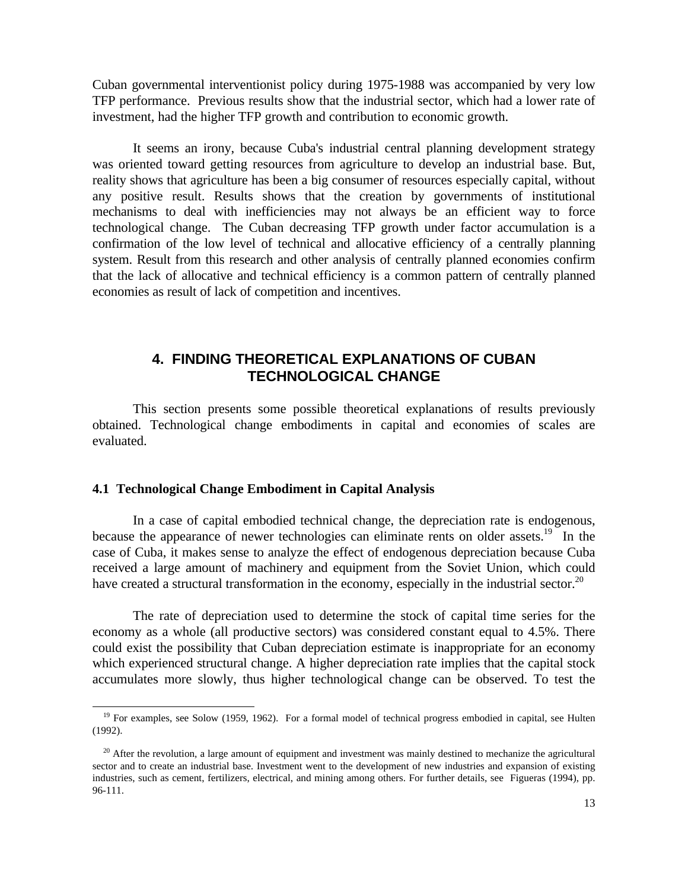Cuban governmental interventionist policy during 1975-1988 was accompanied by very low TFP performance. Previous results show that the industrial sector, which had a lower rate of investment, had the higher TFP growth and contribution to economic growth.

It seems an irony, because Cuba's industrial central planning development strategy was oriented toward getting resources from agriculture to develop an industrial base. But, reality shows that agriculture has been a big consumer of resources especially capital, without any positive result. Results shows that the creation by governments of institutional mechanisms to deal with inefficiencies may not always be an efficient way to force technological change. The Cuban decreasing TFP growth under factor accumulation is a confirmation of the low level of technical and allocative efficiency of a centrally planning system. Result from this research and other analysis of centrally planned economies confirm that the lack of allocative and technical efficiency is a common pattern of centrally planned economies as result of lack of competition and incentives.

## 4. FINDING THEORETICAL EXPLANATIONS OF CUBAN TECHNOLOGICAL CHANGE

This section presents some possible theoretical explanations of results previously obtained. Technological change embodiments in capital and economies of scales are evaluated.

### 4.1 Technological Change Embodiment in Capital Analysis

In a case of capital embodied technical change, the depreciation rate is endogenous, because the appearance of newer technologies can eliminate rents on older assets.[19] In the case of Cuba, it makes sense to analyze the effect of endogenous depreciation because Cuba received a large amount of machinery and equipment from the Soviet Union, which could have created a structural transformation in the economy, especially in the industrial sector.[20]

The rate of depreciation used to determine the stock of capital time series for the economy as a whole (all productive sectors) was considered constant equal to 4.5%. There could exist the possibility that Cuban depreciation estimate is inappropriate for an economy which experienced structural change. A higher depreciation rate implies that the capital stock accumulates more slowly, thus higher technological change can be observed. To test the

---

[19] For examples, see Solow (1959, 1962). For a formal model of technical progress embodied in capital, see Hulten (1992).

[20] After the revolution, a large amount of equipment and investment was mainly destined to mechanize the agricultural sector and to create an industrial base. Investment went to the development of new industries and expansion of existing industries, such as cement, fertilizers, electrical, and mining among others. For further details, see Figueras (1994), pp. 96-111.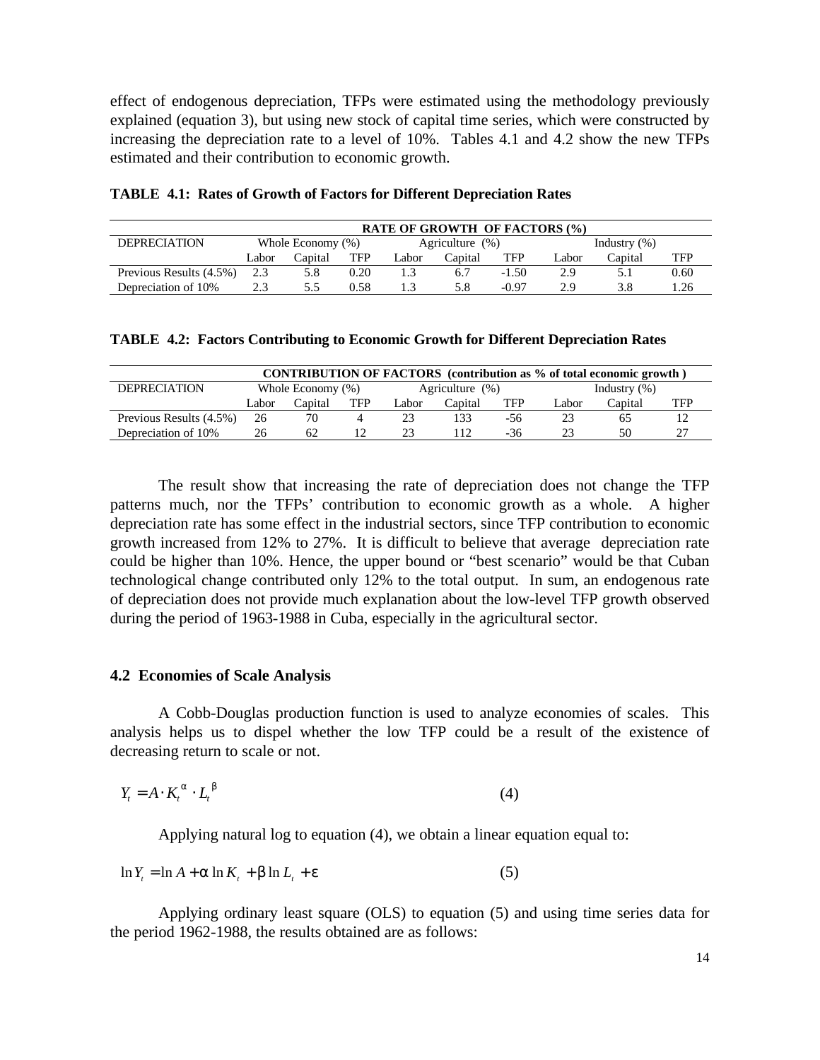effect of endogenous depreciation, TFPs were estimated using the methodology previously explained (equation 3), but using new stock of capital time series, which were constructed by increasing the depreciation rate to a level of 10%. Tables 4.1 and 4.2 show the new TFPs estimated and their contribution to economic growth.

**TABLE 4.1: Rates of Growth of Factors for Different Depreciation Rates**

| | RATE OF GROWTH OF FACTORS (%) | | | | | | | | |
|---|---|---|---|---|---|---|---|---|---|
| DEPRECIATION | Whole Economy (%) | | | Agriculture (%) | | | Industry (%) | | |
| | Labor | Capital | TFP | Labor | Capital | TFP | Labor | Capital | TFP |
| Previous Results (4.5%) | 2.3 | 5.8 | 0.20 | 1.3 | 6.7 | -1.50 | 2.9 | 5.1 | 0.60 |
| Depreciation of 10% | 2.3 | 5.5 | 0.58 | 1.3 | 5.8 | -0.97 | 2.9 | 3.8 | 1.26 |

**TABLE 4.2: Factors Contributing to Economic Growth for Different Depreciation Rates**

| | CONTRIBUTION OF FACTORS (contribution as % of total economic growth ) | | | | | | | | |
|---|---|---|---|---|---|---|---|---|---|
| DEPRECIATION | Whole Economy (%) | | | Agriculture (%) | | | Industry (%) | | |
| | Labor | Capital | TFP | Labor | Capital | TFP | Labor | Capital | TFP |
| Previous Results (4.5%) | 26 | 70 | 4 | 23 | 133 | -56 | 23 | 65 | 12 |
| Depreciation of 10% | 26 | 62 | 12 | 23 | 112 | -36 | 23 | 50 | 27 |

The result show that increasing the rate of depreciation does not change the TFP patterns much, nor the TFPs' contribution to economic growth as a whole. A higher depreciation rate has some effect in the industrial sectors, since TFP contribution to economic growth increased from 12% to 27%. It is difficult to believe that average depreciation rate could be higher than 10%. Hence, the upper bound or "best scenario" would be that Cuban technological change contributed only 12% to the total output. In sum, an endogenous rate of depreciation does not provide much explanation about the low-level TFP growth observed during the period of 1963-1988 in Cuba, especially in the agricultural sector.

### 4.2 Economies of Scale Analysis

A Cobb-Douglas production function is used to analyze economies of scales. This analysis helps us to dispel whether the low TFP could be a result of the existence of decreasing return to scale or not.

$$Y_t = A \cdot K_t^{\alpha} \cdot L_t^{\beta} \qquad (4)$$

Applying natural log to equation (4), we obtain a linear equation equal to:

$$\ln Y_t = \ln A + \alpha \ln K_t + \beta \ln L_t + \varepsilon \qquad (5)$$

Applying ordinary least square (OLS) to equation (5) and using time series data for the period 1962-1988, the results obtained are as follows: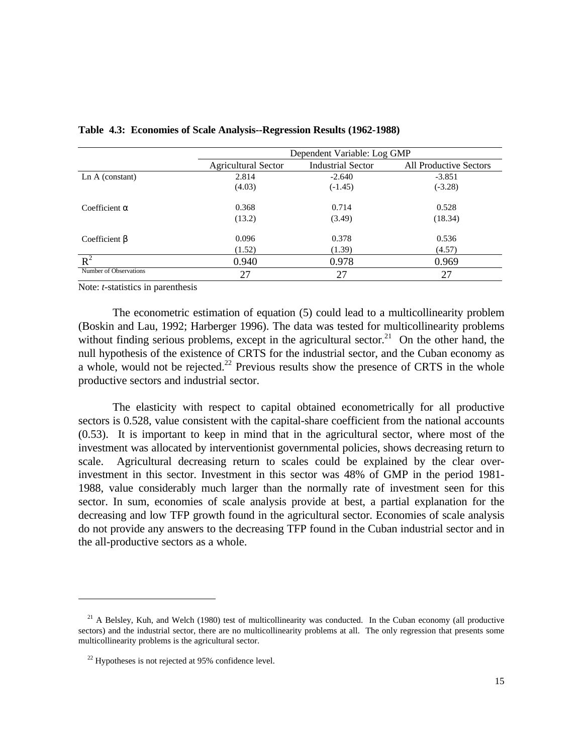**Table 4.3: Economies of Scale Analysis--Regression Results (1962-1988)**

| | Dependent Variable: Log GMP | | |
|---|---|---|---|
| | Agricultural Sector | Industrial Sector | All Productive Sectors |
| Ln A (constant) | 2.814 | -2.640 | -3.851 |
| | (4.03) | (-1.45) | (-3.28) |
| Coefficient $\alpha$ | 0.368 | 0.714 | 0.528 |
| | (13.2) | (3.49) | (18.34) |
| Coefficient $\beta$ | 0.096 | 0.378 | 0.536 |
| | (1.52) | (1.39) | (4.57) |
| $R^2$ | 0.940 | 0.978 | 0.969 |
| Number of Observations | 27 | 27 | 27 |

Note: *t*-statistics in parenthesis

The econometric estimation of equation (5) could lead to a multicollinearity problem (Boskin and Lau, 1992; Harberger 1996). The data was tested for multicollinearity problems without finding serious problems, except in the agricultural sector.[21] On the other hand, the null hypothesis of the existence of CRTS for the industrial sector, and the Cuban economy as a whole, would not be rejected.[22] Previous results show the presence of CRTS in the whole productive sectors and industrial sector.

The elasticity with respect to capital obtained econometrically for all productive sectors is 0.528, value consistent with the capital-share coefficient from the national accounts (0.53). It is important to keep in mind that in the agricultural sector, where most of the investment was allocated by interventionist governmental policies, shows decreasing return to scale. Agricultural decreasing return to scales could be explained by the clear over-investment in this sector. Investment in this sector was 48% of GMP in the period 1981-1988, value considerably much larger than the normally rate of investment seen for this sector. In sum, economies of scale analysis provide at best, a partial explanation for the decreasing and low TFP growth found in the agricultural sector. Economies of scale analysis do not provide any answers to the decreasing TFP found in the Cuban industrial sector and in the all-productive sectors as a whole.

---

[21] A Belsley, Kuh, and Welch (1980) test of multicollinearity was conducted. In the Cuban economy (all productive sectors) and the industrial sector, there are no multicollinearity problems at all. The only regression that presents some multicollinearity problems is the agricultural sector.

[22] Hypotheses is not rejected at 95% confidence level.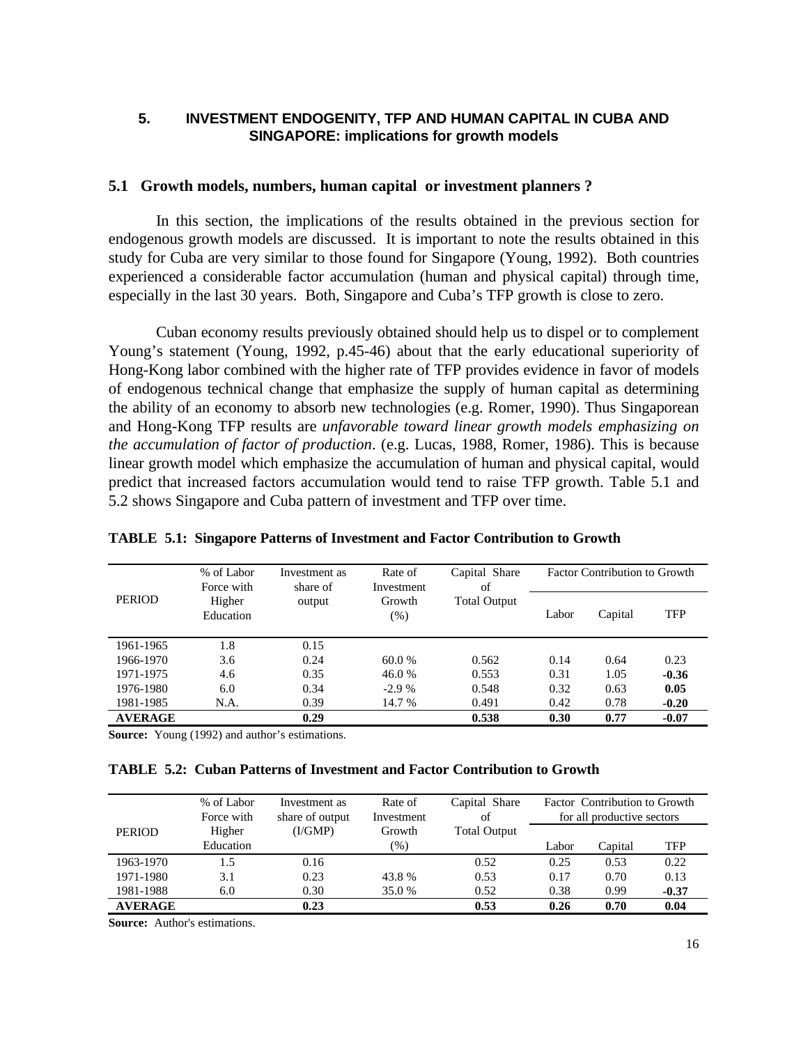## 5. INVESTMENT ENDOGENITY, TFP AND HUMAN CAPITAL IN CUBA AND SINGAPORE: implications for growth models

### 5.1 Growth models, numbers, human capital or investment planners ?

In this section, the implications of the results obtained in the previous section for endogenous growth models are discussed. It is important to note the results obtained in this study for Cuba are very similar to those found for Singapore (Young, 1992). Both countries experienced a considerable factor accumulation (human and physical capital) through time, especially in the last 30 years. Both, Singapore and Cuba's TFP growth is close to zero.

Cuban economy results previously obtained should help us to dispel or to complement Young's statement (Young, 1992, p.45-46) about that the early educational superiority of Hong-Kong labor combined with the higher rate of TFP provides evidence in favor of models of endogenous technical change that emphasize the supply of human capital as determining the ability of an economy to absorb new technologies (e.g. Romer, 1990). Thus Singaporean and Hong-Kong TFP results are *unfavorable toward linear growth models emphasizing on the accumulation of factor of production*. (e.g. Lucas, 1988, Romer, 1986). This is because linear growth model which emphasize the accumulation of human and physical capital, would predict that increased factors accumulation would tend to raise TFP growth. Table 5.1 and 5.2 shows Singapore and Cuba pattern of investment and TFP over time.

**TABLE 5.1: Singapore Patterns of Investment and Factor Contribution to Growth**

| PERIOD | % of Labor Force with Higher Education | Investment as share of output | Rate of Investment Growth (%) | Capital Share of Total Output | Factor Contribution to Growth | | |
|---|---|---|---|---|---|---|---|
| | | | | | Labor | Capital | TFP |
| 1961-1965 | 1.8 | 0.15 | | | | | |
| 1966-1970 | 3.6 | 0.24 | 60.0 % | 0.562 | 0.14 | 0.64 | 0.23 |
| 1971-1975 | 4.6 | 0.35 | 46.0 % | 0.553 | 0.31 | 1.05 | **-0.36** |
| 1976-1980 | 6.0 | 0.34 | -2.9 % | 0.548 | 0.32 | 0.63 | **0.05** |
| 1981-1985 | N.A. | 0.39 | 14.7 % | 0.491 | 0.42 | 0.78 | **-0.20** |
| **AVERAGE** | | **0.29** | | **0.538** | **0.30** | **0.77** | **-0.07** |

**Source:** Young (1992) and author's estimations.

**TABLE 5.2: Cuban Patterns of Investment and Factor Contribution to Growth**

| PERIOD | % of Labor Force with Higher Education | Investment as share of output (I/GMP) | Rate of Investment Growth (%) | Capital Share of Total Output | Factor Contribution to Growth for all productive sectors | | |
|---|---|---|---|---|---|---|---|
| | | | | | Labor | Capital | TFP |
| 1963-1970 | 1.5 | 0.16 | | 0.52 | 0.25 | 0.53 | 0.22 |
| 1971-1980 | 3.1 | 0.23 | 43.8 % | 0.53 | 0.17 | 0.70 | 0.13 |
| 1981-1988 | 6.0 | 0.30 | 35.0 % | 0.52 | 0.38 | 0.99 | **-0.37** |
| **AVERAGE** | | **0.23** | | **0.53** | **0.26** | **0.70** | **0.04** |

**Source:** Author's estimations.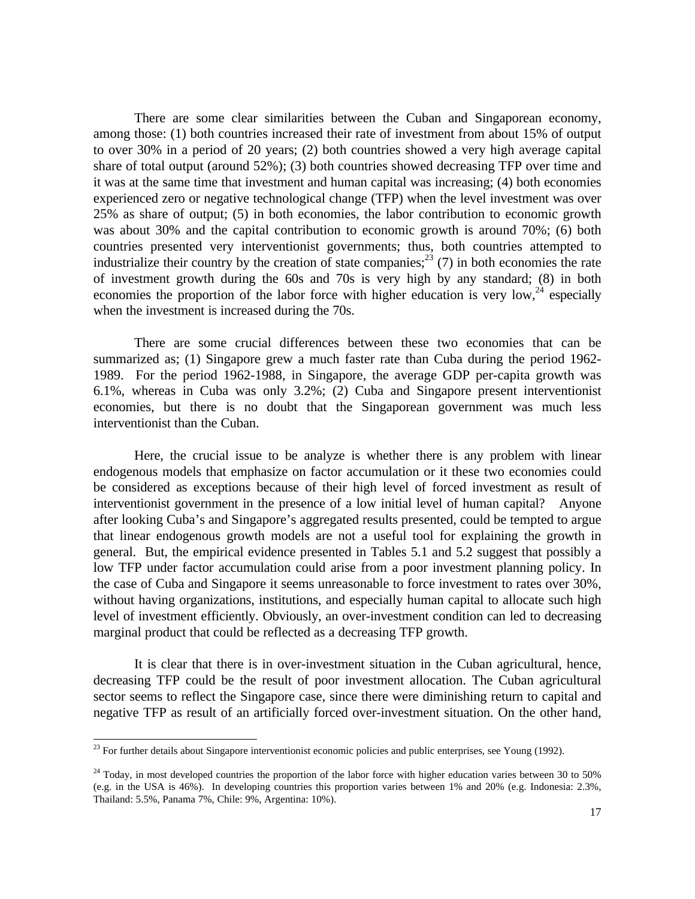There are some clear similarities between the Cuban and Singaporean economy, among those: (1) both countries increased their rate of investment from about 15% of output to over 30% in a period of 20 years; (2) both countries showed a very high average capital share of total output (around 52%); (3) both countries showed decreasing TFP over time and it was at the same time that investment and human capital was increasing; (4) both economies experienced zero or negative technological change (TFP) when the level investment was over 25% as share of output; (5) in both economies, the labor contribution to economic growth was about 30% and the capital contribution to economic growth is around 70%; (6) both countries presented very interventionist governments; thus, both countries attempted to industrialize their country by the creation of state companies;[23] (7) in both economies the rate of investment growth during the 60s and 70s is very high by any standard; (8) in both economies the proportion of the labor force with higher education is very low,[24] especially when the investment is increased during the 70s.

There are some crucial differences between these two economies that can be summarized as; (1) Singapore grew a much faster rate than Cuba during the period 1962-1989. For the period 1962-1988, in Singapore, the average GDP per-capita growth was 6.1%, whereas in Cuba was only 3.2%; (2) Cuba and Singapore present interventionist economies, but there is no doubt that the Singaporean government was much less interventionist than the Cuban.

Here, the crucial issue to be analyze is whether there is any problem with linear endogenous models that emphasize on factor accumulation or it these two economies could be considered as exceptions because of their high level of forced investment as result of interventionist government in the presence of a low initial level of human capital? Anyone after looking Cuba's and Singapore's aggregated results presented, could be tempted to argue that linear endogenous growth models are not a useful tool for explaining the growth in general. But, the empirical evidence presented in Tables 5.1 and 5.2 suggest that possibly a low TFP under factor accumulation could arise from a poor investment planning policy. In the case of Cuba and Singapore it seems unreasonable to force investment to rates over 30%, without having organizations, institutions, and especially human capital to allocate such high level of investment efficiently. Obviously, an over-investment condition can led to decreasing marginal product that could be reflected as a decreasing TFP growth.

It is clear that there is in over-investment situation in the Cuban agricultural, hence, decreasing TFP could be the result of poor investment allocation. The Cuban agricultural sector seems to reflect the Singapore case, since there were diminishing return to capital and negative TFP as result of an artificially forced over-investment situation. On the other hand,

---

[23] For further details about Singapore interventionist economic policies and public enterprises, see Young (1992).

[24] Today, in most developed countries the proportion of the labor force with higher education varies between 30 to 50% (e.g. in the USA is 46%). In developing countries this proportion varies between 1% and 20% (e.g. Indonesia: 2.3%, Thailand: 5.5%, Panama 7%, Chile: 9%, Argentina: 10%).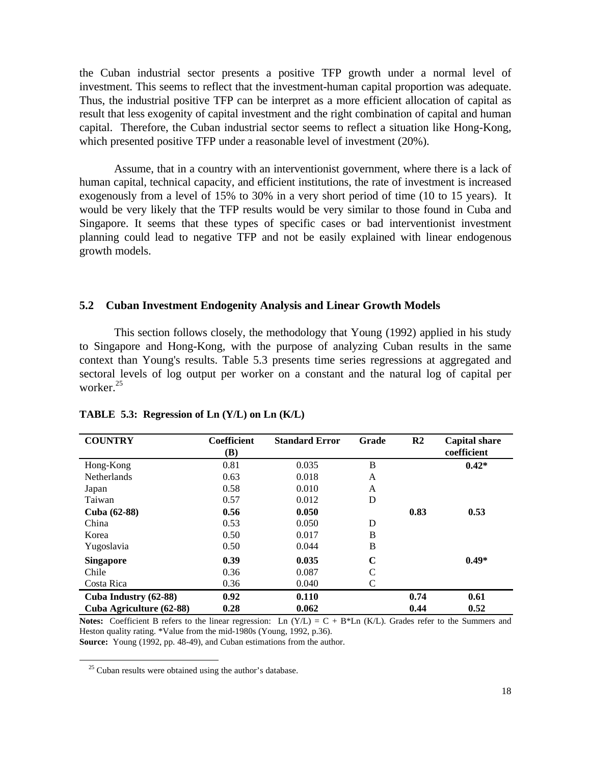the Cuban industrial sector presents a positive TFP growth under a normal level of investment. This seems to reflect that the investment-human capital proportion was adequate. Thus, the industrial positive TFP can be interpret as a more efficient allocation of capital as result that less exogenity of capital investment and the right combination of capital and human capital. Therefore, the Cuban industrial sector seems to reflect a situation like Hong-Kong, which presented positive TFP under a reasonable level of investment (20%).

Assume, that in a country with an interventionist government, where there is a lack of human capital, technical capacity, and efficient institutions, the rate of investment is increased exogenously from a level of 15% to 30% in a very short period of time (10 to 15 years). It would be very likely that the TFP results would be very similar to those found in Cuba and Singapore. It seems that these types of specific cases or bad interventionist investment planning could lead to negative TFP and not be easily explained with linear endogenous growth models.

### 5.2 Cuban Investment Endogenity Analysis and Linear Growth Models

This section follows closely, the methodology that Young (1992) applied in his study to Singapore and Hong-Kong, with the purpose of analyzing Cuban results in the same context than Young's results. Table 5.3 presents time series regressions at aggregated and sectoral levels of log output per worker on a constant and the natural log of capital per worker.[25]

**TABLE 5.3: Regression of Ln (Y/L) on Ln (K/L)**

| COUNTRY | Coefficient (B) | Standard Error | Grade | R2 | Capital share coefficient |
|---|---|---|---|---|---|
| Hong-Kong | 0.81 | 0.035 | B | | **0.42*** |
| Netherlands | 0.63 | 0.018 | A | | |
| Japan | 0.58 | 0.010 | A | | |
| Taiwan | 0.57 | 0.012 | D | | |
| **Cuba (62-88)** | **0.56** | **0.050** | | **0.83** | **0.53** |
| China | 0.53 | 0.050 | D | | |
| Korea | 0.50 | 0.017 | B | | |
| Yugoslavia | 0.50 | 0.044 | B | | |
| **Singapore** | **0.39** | **0.035** | **C** | | **0.49*** |
| Chile | 0.36 | 0.087 | C | | |
| Costa Rica | 0.36 | 0.040 | C | | |
| **Cuba Industry (62-88)** | **0.92** | **0.110** | | **0.74** | **0.61** |
| **Cuba Agriculture (62-88)** | **0.28** | **0.062** | | **0.44** | **0.52** |

**Notes:** Coefficient B refers to the linear regression: $Ln(Y/L) = C + B*Ln(K/L)$. Grades refer to the Summers and Heston quality rating. *Value from the mid-1980s (Young, 1992, p.36).

**Source:** Young (1992, pp. 48-49), and Cuban estimations from the author.

[25] Cuban results were obtained using the author's database.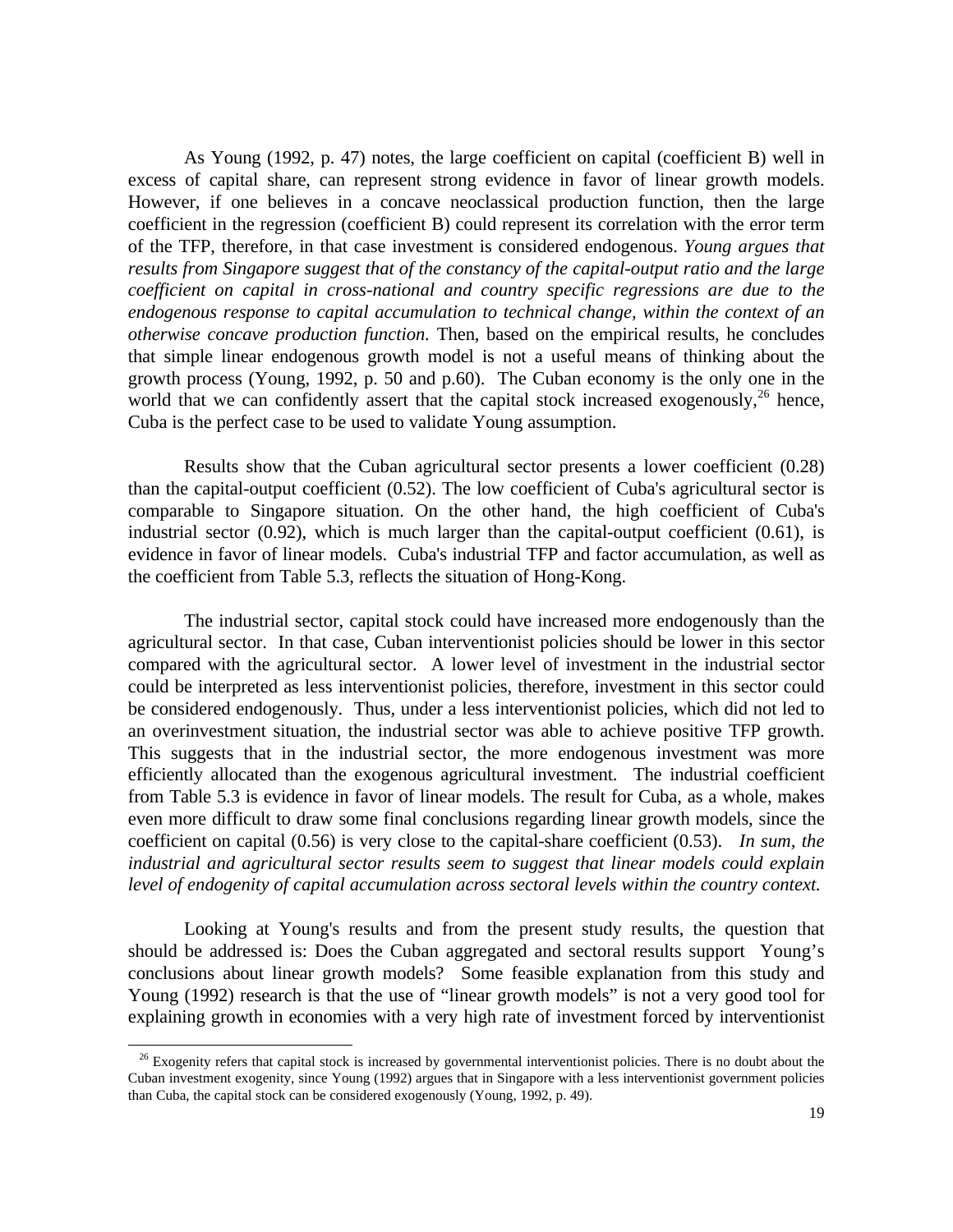As Young (1992, p. 47) notes, the large coefficient on capital (coefficient B) well in excess of capital share, can represent strong evidence in favor of linear growth models. However, if one believes in a concave neoclassical production function, then the large coefficient in the regression (coefficient B) could represent its correlation with the error term of the TFP, therefore, in that case investment is considered endogenous. *Young argues that results from Singapore suggest that of the constancy of the capital-output ratio and the large coefficient on capital in cross-national and country specific regressions are due to the endogenous response to capital accumulation to technical change, within the context of an otherwise concave production function.* Then, based on the empirical results, he concludes that simple linear endogenous growth model is not a useful means of thinking about the growth process (Young, 1992, p. 50 and p.60). The Cuban economy is the only one in the world that we can confidently assert that the capital stock increased exogenously,[26] hence, Cuba is the perfect case to be used to validate Young assumption.

Results show that the Cuban agricultural sector presents a lower coefficient (0.28) than the capital-output coefficient (0.52). The low coefficient of Cuba's agricultural sector is comparable to Singapore situation. On the other hand, the high coefficient of Cuba's industrial sector (0.92), which is much larger than the capital-output coefficient (0.61), is evidence in favor of linear models. Cuba's industrial TFP and factor accumulation, as well as the coefficient from Table 5.3, reflects the situation of Hong-Kong.

The industrial sector, capital stock could have increased more endogenously than the agricultural sector. In that case, Cuban interventionist policies should be lower in this sector compared with the agricultural sector. A lower level of investment in the industrial sector could be interpreted as less interventionist policies, therefore, investment in this sector could be considered endogenously. Thus, under a less interventionist policies, which did not led to an overinvestment situation, the industrial sector was able to achieve positive TFP growth. This suggests that in the industrial sector, the more endogenous investment was more efficiently allocated than the exogenous agricultural investment. The industrial coefficient from Table 5.3 is evidence in favor of linear models. The result for Cuba, as a whole, makes even more difficult to draw some final conclusions regarding linear growth models, since the coefficient on capital (0.56) is very close to the capital-share coefficient (0.53). *In sum, the industrial and agricultural sector results seem to suggest that linear models could explain level of endogenity of capital accumulation across sectoral levels within the country context.*

Looking at Young's results and from the present study results, the question that should be addressed is: Does the Cuban aggregated and sectoral results support Young's conclusions about linear growth models? Some feasible explanation from this study and Young (1992) research is that the use of "linear growth models" is not a very good tool for explaining growth in economies with a very high rate of investment forced by interventionist

[26] Exogenity refers that capital stock is increased by governmental interventionist policies. There is no doubt about the Cuban investment exogenity, since Young (1992) argues that in Singapore with a less interventionist government policies than Cuba, the capital stock can be considered exogenously (Young, 1992, p. 49).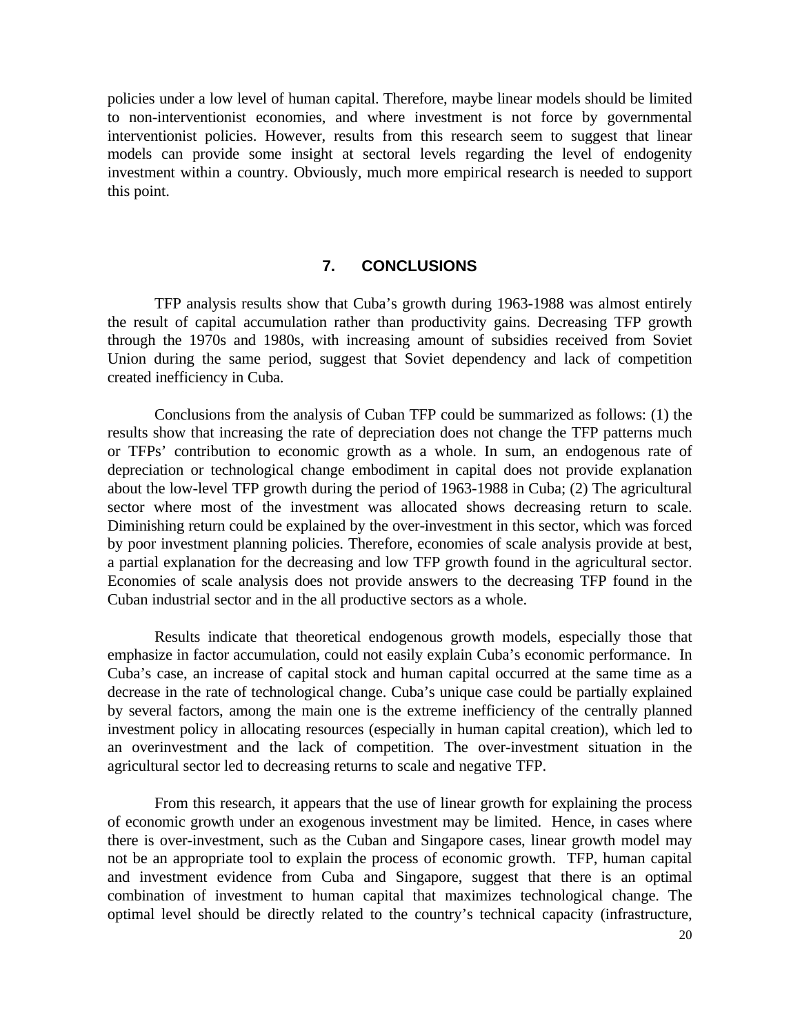policies under a low level of human capital. Therefore, maybe linear models should be limited to non-interventionist economies, and where investment is not force by governmental interventionist policies. However, results from this research seem to suggest that linear models can provide some insight at sectoral levels regarding the level of endogenity investment within a country. Obviously, much more empirical research is needed to support this point.

## 7. CONCLUSIONS

TFP analysis results show that Cuba's growth during 1963-1988 was almost entirely the result of capital accumulation rather than productivity gains. Decreasing TFP growth through the 1970s and 1980s, with increasing amount of subsidies received from Soviet Union during the same period, suggest that Soviet dependency and lack of competition created inefficiency in Cuba.

Conclusions from the analysis of Cuban TFP could be summarized as follows: (1) the results show that increasing the rate of depreciation does not change the TFP patterns much or TFPs' contribution to economic growth as a whole. In sum, an endogenous rate of depreciation or technological change embodiment in capital does not provide explanation about the low-level TFP growth during the period of 1963-1988 in Cuba; (2) The agricultural sector where most of the investment was allocated shows decreasing return to scale. Diminishing return could be explained by the over-investment in this sector, which was forced by poor investment planning policies. Therefore, economies of scale analysis provide at best, a partial explanation for the decreasing and low TFP growth found in the agricultural sector. Economies of scale analysis does not provide answers to the decreasing TFP found in the Cuban industrial sector and in the all productive sectors as a whole.

Results indicate that theoretical endogenous growth models, especially those that emphasize in factor accumulation, could not easily explain Cuba's economic performance. In Cuba's case, an increase of capital stock and human capital occurred at the same time as a decrease in the rate of technological change. Cuba's unique case could be partially explained by several factors, among the main one is the extreme inefficiency of the centrally planned investment policy in allocating resources (especially in human capital creation), which led to an overinvestment and the lack of competition. The over-investment situation in the agricultural sector led to decreasing returns to scale and negative TFP.

From this research, it appears that the use of linear growth for explaining the process of economic growth under an exogenous investment may be limited. Hence, in cases where there is over-investment, such as the Cuban and Singapore cases, linear growth model may not be an appropriate tool to explain the process of economic growth. TFP, human capital and investment evidence from Cuba and Singapore, suggest that there is an optimal combination of investment to human capital that maximizes technological change. The optimal level should be directly related to the country's technical capacity (infrastructure,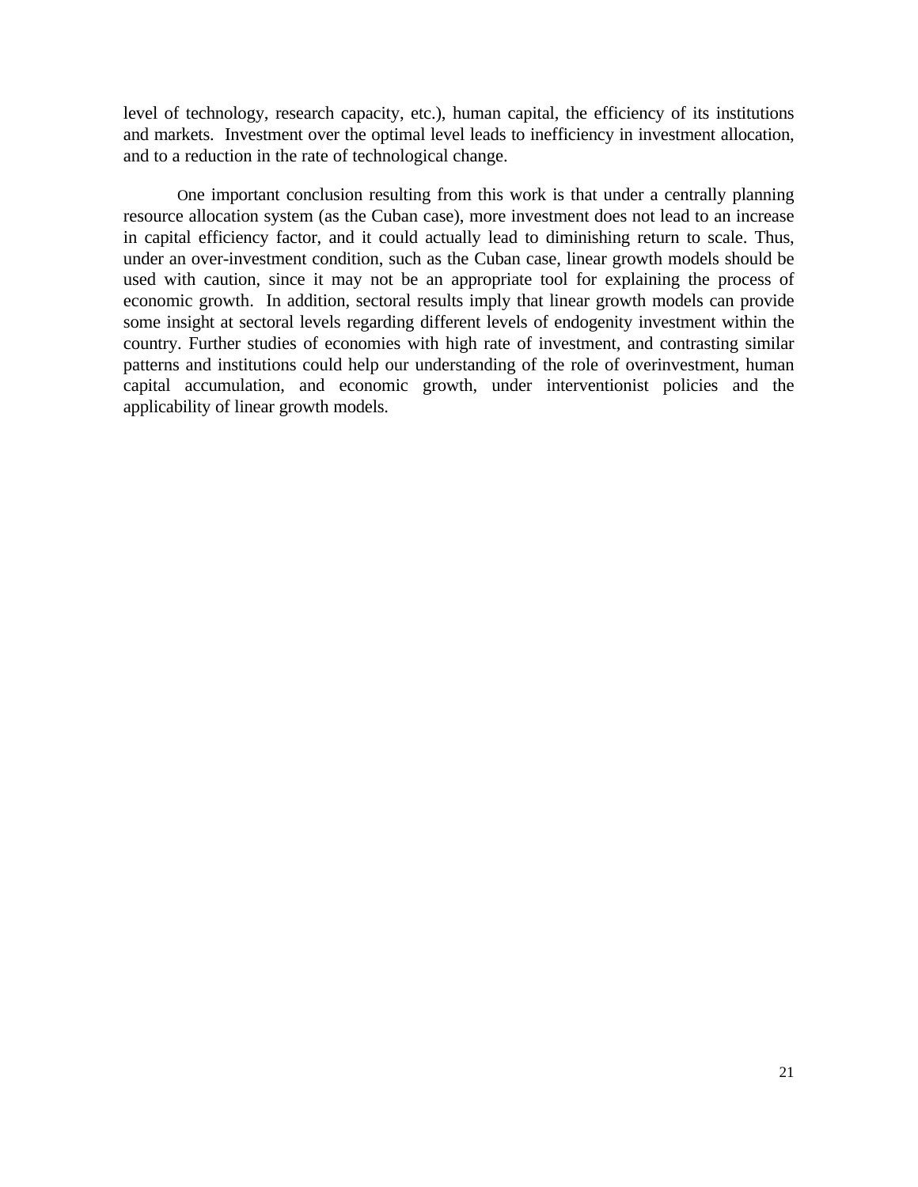level of technology, research capacity, etc.), human capital, the efficiency of its institutions and markets. Investment over the optimal level leads to inefficiency in investment allocation, and to a reduction in the rate of technological change.

One important conclusion resulting from this work is that under a centrally planning resource allocation system (as the Cuban case), more investment does not lead to an increase in capital efficiency factor, and it could actually lead to diminishing return to scale. Thus, under an over-investment condition, such as the Cuban case, linear growth models should be used with caution, since it may not be an appropriate tool for explaining the process of economic growth. In addition, sectoral results imply that linear growth models can provide some insight at sectoral levels regarding different levels of endogenity investment within the country. Further studies of economies with high rate of investment, and contrasting similar patterns and institutions could help our understanding of the role of overinvestment, human capital accumulation, and economic growth, under interventionist policies and the applicability of linear growth models.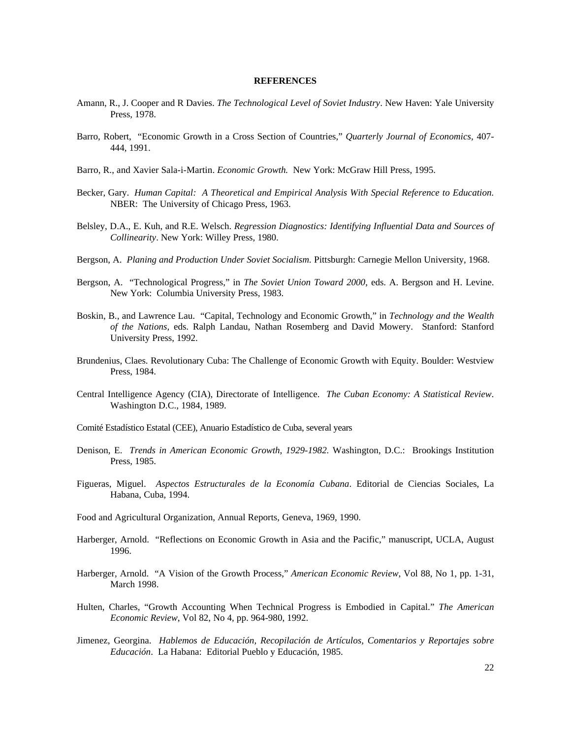**REFERENCES**

Amann, R., J. Cooper and R Davies. *The Technological Level of Soviet Industry*. New Haven: Yale University Press, 1978.

Barro, Robert, "Economic Growth in a Cross Section of Countries," *Quarterly Journal of Economics*, 407-444, 1991.

Barro, R., and Xavier Sala-i-Martin. *Economic Growth.* New York: McGraw Hill Press, 1995.

Becker, Gary. *Human Capital: A Theoretical and Empirical Analysis With Special Reference to Education.* NBER: The University of Chicago Press, 1963.

Belsley, D.A., E. Kuh, and R.E. Welsch. *Regression Diagnostics: Identifying Influential Data and Sources of Collinearity*. New York: Willey Press, 1980.

Bergson, A. *Planing and Production Under Soviet Socialism.* Pittsburgh: Carnegie Mellon University, 1968.

Bergson, A. "Technological Progress," in *The Soviet Union Toward 2000*, eds. A. Bergson and H. Levine. New York: Columbia University Press, 1983.

Boskin, B., and Lawrence Lau. "Capital, Technology and Economic Growth," in *Technology and the Wealth of the Nations*, eds. Ralph Landau, Nathan Rosemberg and David Mowery. Stanford: Stanford University Press, 1992.

Brundenius, Claes. Revolutionary Cuba: The Challenge of Economic Growth with Equity. Boulder: Westview Press, 1984.

Central Intelligence Agency (CIA), Directorate of Intelligence. *The Cuban Economy: A Statistical Review*. Washington D.C., 1984, 1989.

Comité Estadístico Estatal (CEE), Anuario Estadístico de Cuba, several years

Denison, E. *Trends in American Economic Growth, 1929-1982.* Washington, D.C.: Brookings Institution Press, 1985.

Figueras, Miguel. *Aspectos Estructurales de la Economía Cubana*. Editorial de Ciencias Sociales, La Habana, Cuba, 1994.

Food and Agricultural Organization, Annual Reports, Geneva, 1969, 1990.

Harberger, Arnold. "Reflections on Economic Growth in Asia and the Pacific," manuscript, UCLA, August 1996.

Harberger, Arnold. "A Vision of the Growth Process," *American Economic Review*, Vol 88, No 1, pp. 1-31, March 1998.

Hulten, Charles, "Growth Accounting When Technical Progress is Embodied in Capital." *The American Economic Review*, Vol 82, No 4, pp. 964-980, 1992.

Jimenez, Georgina. *Hablemos de Educación, Recopilación de Artículos, Comentarios y Reportajes sobre Educación*. La Habana: Editorial Pueblo y Educación, 1985.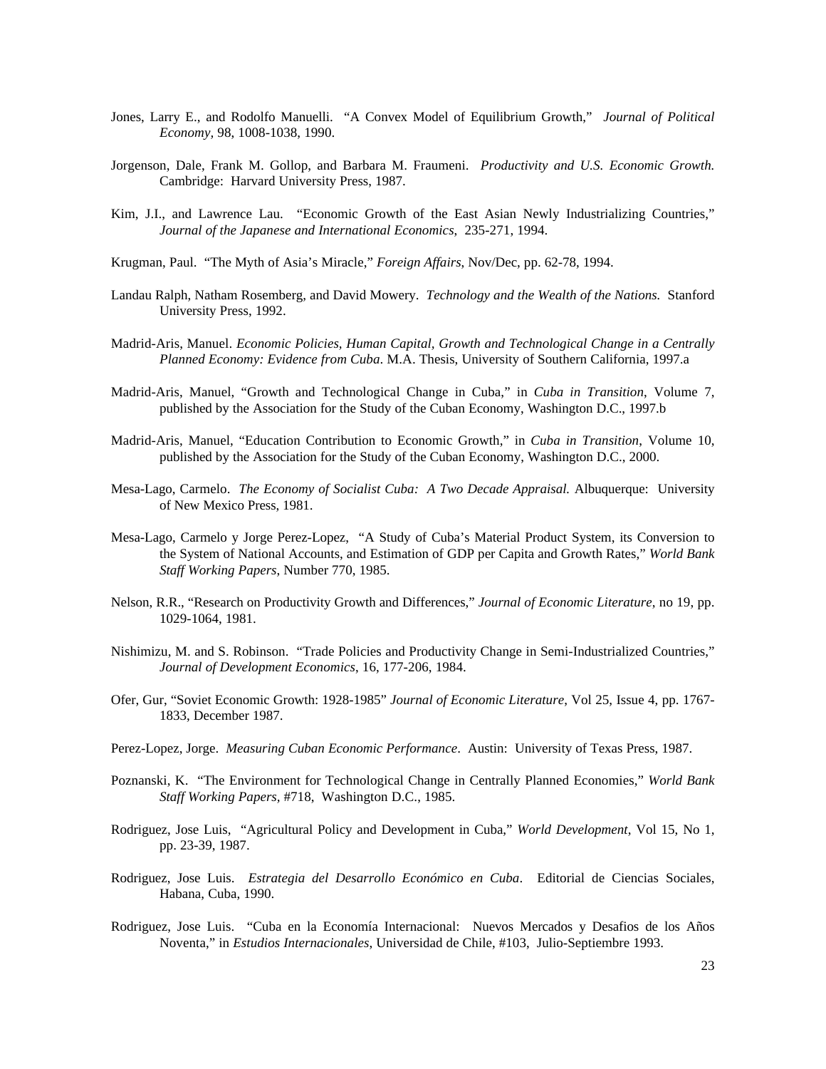Jones, Larry E., and Rodolfo Manuelli. "A Convex Model of Equilibrium Growth," *Journal of Political Economy*, 98, 1008-1038, 1990.

Jorgenson, Dale, Frank M. Gollop, and Barbara M. Fraumeni. *Productivity and U.S. Economic Growth.* Cambridge: Harvard University Press, 1987.

Kim, J.I., and Lawrence Lau. "Economic Growth of the East Asian Newly Industrializing Countries," *Journal of the Japanese and International Economics*, 235-271, 1994.

Krugman, Paul. "The Myth of Asia's Miracle," *Foreign Affairs*, Nov/Dec, pp. 62-78, 1994.

Landau Ralph, Natham Rosemberg, and David Mowery. *Technology and the Wealth of the Nations.* Stanford University Press, 1992.

Madrid-Aris, Manuel. *Economic Policies, Human Capital, Growth and Technological Change in a Centrally Planned Economy: Evidence from Cuba*. M.A. Thesis, University of Southern California, 1997.a

Madrid-Aris, Manuel, "Growth and Technological Change in Cuba," in *Cuba in Transition*, Volume 7, published by the Association for the Study of the Cuban Economy, Washington D.C., 1997.b

Madrid-Aris, Manuel, "Education Contribution to Economic Growth," in *Cuba in Transition*, Volume 10, published by the Association for the Study of the Cuban Economy, Washington D.C., 2000.

Mesa-Lago, Carmelo. *The Economy of Socialist Cuba: A Two Decade Appraisal.* Albuquerque: University of New Mexico Press, 1981.

Mesa-Lago, Carmelo y Jorge Perez-Lopez, "A Study of Cuba's Material Product System, its Conversion to the System of National Accounts, and Estimation of GDP per Capita and Growth Rates," *World Bank Staff Working Papers*, Number 770, 1985.

Nelson, R.R., "Research on Productivity Growth and Differences," *Journal of Economic Literature*, no 19, pp. 1029-1064, 1981.

Nishimizu, M. and S. Robinson. "Trade Policies and Productivity Change in Semi-Industrialized Countries," *Journal of Development Economics*, 16, 177-206, 1984.

Ofer, Gur, "Soviet Economic Growth: 1928-1985" *Journal of Economic Literature*, Vol 25, Issue 4, pp. 1767-1833, December 1987.

Perez-Lopez, Jorge. *Measuring Cuban Economic Performance*. Austin: University of Texas Press, 1987.

Poznanski, K. "The Environment for Technological Change in Centrally Planned Economies," *World Bank Staff Working Papers*, #718, Washington D.C., 1985.

Rodriguez, Jose Luis, "Agricultural Policy and Development in Cuba," *World Development*, Vol 15, No 1, pp. 23-39, 1987.

Rodriguez, Jose Luis. *Estrategia del Desarrollo Económico en Cuba*. Editorial de Ciencias Sociales, Habana, Cuba, 1990.

Rodriguez, Jose Luis. "Cuba en la Economía Internacional: Nuevos Mercados y Desafios de los Años Noventa," in *Estudios Internacionales*, Universidad de Chile, #103, Julio-Septiembre 1993.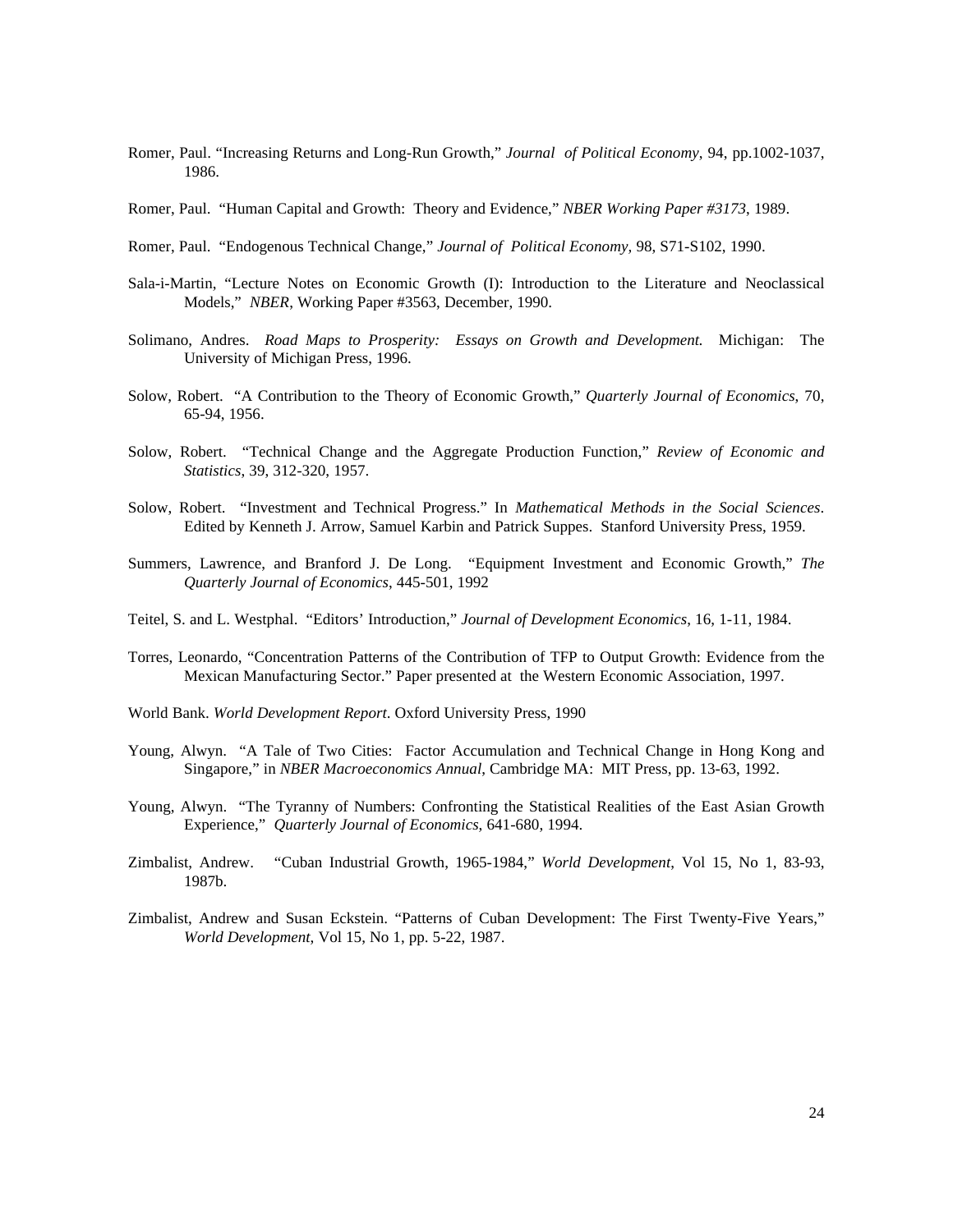Romer, Paul. "Increasing Returns and Long-Run Growth," *Journal of Political Economy*, 94, pp.1002-1037, 1986.

Romer, Paul. "Human Capital and Growth: Theory and Evidence," *NBER Working Paper #3173*, 1989.

Romer, Paul. "Endogenous Technical Change," *Journal of Political Economy*, 98, S71-S102, 1990.

Sala-i-Martin, "Lecture Notes on Economic Growth (I): Introduction to the Literature and Neoclassical Models," *NBER*, Working Paper #3563, December, 1990.

Solimano, Andres. *Road Maps to Prosperity: Essays on Growth and Development.* Michigan: The University of Michigan Press, 1996.

Solow, Robert. "A Contribution to the Theory of Economic Growth," *Quarterly Journal of Economics*, 70, 65-94, 1956.

Solow, Robert. "Technical Change and the Aggregate Production Function," *Review of Economic and Statistics*, 39, 312-320, 1957.

Solow, Robert. "Investment and Technical Progress." In *Mathematical Methods in the Social Sciences*. Edited by Kenneth J. Arrow, Samuel Karbin and Patrick Suppes. Stanford University Press, 1959.

Summers, Lawrence, and Branford J. De Long. "Equipment Investment and Economic Growth," *The Quarterly Journal of Economics*, 445-501, 1992

Teitel, S. and L. Westphal. "Editors' Introduction," *Journal of Development Economics*, 16, 1-11, 1984.

Torres, Leonardo, "Concentration Patterns of the Contribution of TFP to Output Growth: Evidence from the Mexican Manufacturing Sector." Paper presented at the Western Economic Association, 1997.

World Bank. *World Development Report*. Oxford University Press, 1990

Young, Alwyn. "A Tale of Two Cities: Factor Accumulation and Technical Change in Hong Kong and Singapore," in *NBER Macroeconomics Annual*, Cambridge MA: MIT Press, pp. 13-63, 1992.

Young, Alwyn. "The Tyranny of Numbers: Confronting the Statistical Realities of the East Asian Growth Experience," *Quarterly Journal of Economics*, 641-680, 1994.

Zimbalist, Andrew. "Cuban Industrial Growth, 1965-1984," *World Development*, Vol 15, No 1, 83-93, 1987b.

Zimbalist, Andrew and Susan Eckstein. "Patterns of Cuban Development: The First Twenty-Five Years," *World Development*, Vol 15, No 1, pp. 5-22, 1987.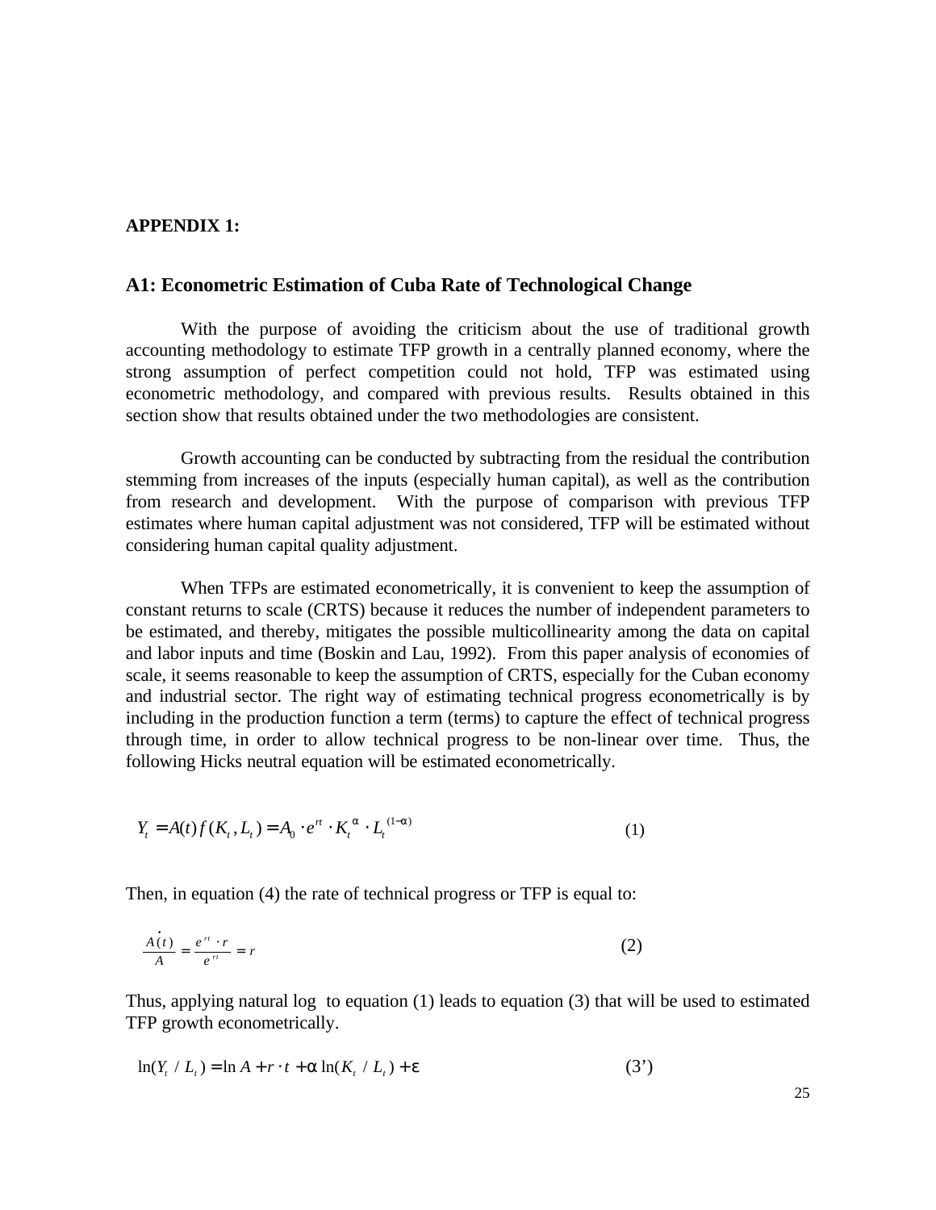**APPENDIX 1:**

## A1: Econometric Estimation of Cuba Rate of Technological Change

With the purpose of avoiding the criticism about the use of traditional growth accounting methodology to estimate TFP growth in a centrally planned economy, where the strong assumption of perfect competition could not hold, TFP was estimated using econometric methodology, and compared with previous results. Results obtained in this section show that results obtained under the two methodologies are consistent.

Growth accounting can be conducted by subtracting from the residual the contribution stemming from increases of the inputs (especially human capital), as well as the contribution from research and development. With the purpose of comparison with previous TFP estimates where human capital adjustment was not considered, TFP will be estimated without considering human capital quality adjustment.

When TFPs are estimated econometrically, it is convenient to keep the assumption of constant returns to scale (CRTS) because it reduces the number of independent parameters to be estimated, and thereby, mitigates the possible multicollinearity among the data on capital and labor inputs and time (Boskin and Lau, 1992). From this paper analysis of economies of scale, it seems reasonable to keep the assumption of CRTS, especially for the Cuban economy and industrial sector. The right way of estimating technical progress econometrically is by including in the production function a term (terms) to capture the effect of technical progress through time, in order to allow technical progress to be non-linear over time. Thus, the following Hicks neutral equation will be estimated econometrically.

$$Y_t = A(t) f(K_t, L_t) = A_0 \cdot e^{rt} \cdot K_t^{\alpha} \cdot L_t^{(1-\alpha)} \qquad (1)$$

Then, in equation (4) the rate of technical progress or TFP is equal to:

$$\frac{\dot{A}(t)}{A} = \frac{e^{rt} \cdot r}{e^{rt}} = r \qquad (2)$$

Thus, applying natural log to equation (1) leads to equation (3) that will be used to estimated TFP growth econometrically.

$$\ln(Y_t / L_t) = \ln A + r \cdot t + \alpha \ln(K_t / L_t) + \varepsilon \qquad (3')$$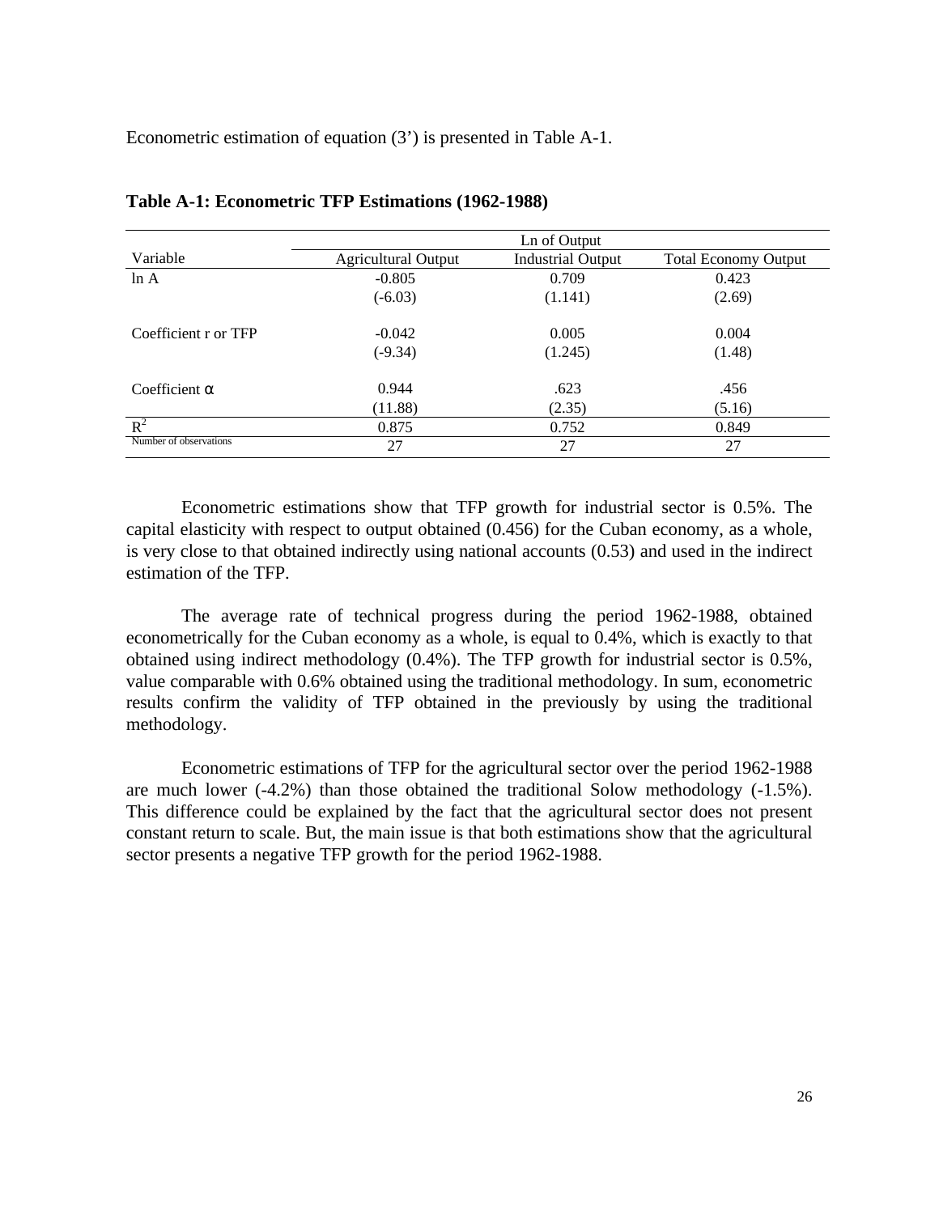Econometric estimation of equation (3’) is presented in Table A-1.

**Table A-1: Econometric TFP Estimations (1962-1988)**

| | Ln of Output | | |
|---|---|---|---|
| Variable | Agricultural Output | Industrial Output | Total Economy Output |
| ln A | -0.805 | 0.709 | 0.423 |
| | (-6.03) | (1.141) | (2.69) |
| Coefficient r or TFP | -0.042 | 0.005 | 0.004 |
| | (-9.34) | (1.245) | (1.48) |
| Coefficient $\alpha$ | 0.944 | .623 | .456 |
| | (11.88) | (2.35) | (5.16) |
| $R^2$ | 0.875 | 0.752 | 0.849 |
| Number of observations | 27 | 27 | 27 |

Econometric estimations show that TFP growth for industrial sector is 0.5%. The capital elasticity with respect to output obtained (0.456) for the Cuban economy, as a whole, is very close to that obtained indirectly using national accounts (0.53) and used in the indirect estimation of the TFP.

The average rate of technical progress during the period 1962-1988, obtained econometrically for the Cuban economy as a whole, is equal to 0.4%, which is exactly to that obtained using indirect methodology (0.4%). The TFP growth for industrial sector is 0.5%, value comparable with 0.6% obtained using the traditional methodology. In sum, econometric results confirm the validity of TFP obtained in the previously by using the traditional methodology.

Econometric estimations of TFP for the agricultural sector over the period 1962-1988 are much lower (-4.2%) than those obtained the traditional Solow methodology (-1.5%). This difference could be explained by the fact that the agricultural sector does not present constant return to scale. But, the main issue is that both estimations show that the agricultural sector presents a negative TFP growth for the period 1962-1988.